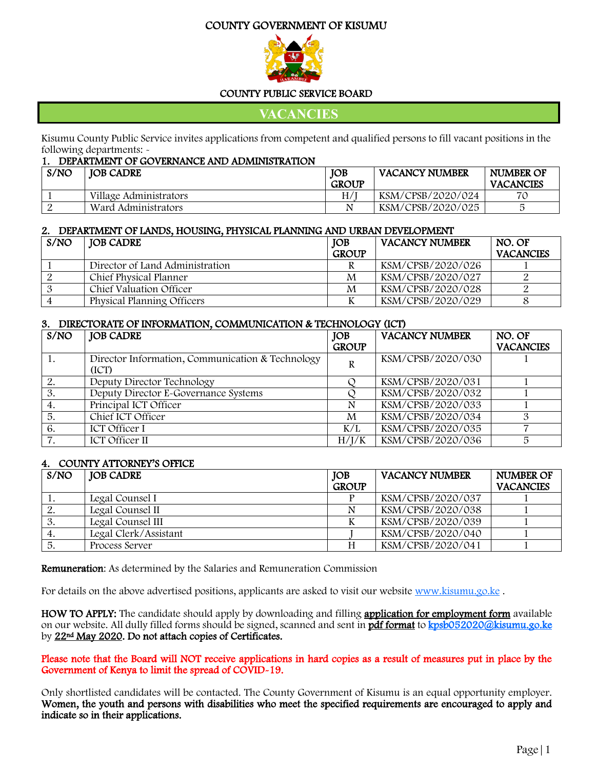# COUNTY GOVERNMENT OF KISUMU

## COUNTY PUBLIC SERVICE BOARD

## VACANCIES

Kisumu County Public Service invites applications from competent and qualified persons to fill vacant positions in the following departments: -

### 1. DEPARTMENT OF GOVERNANCE AND ADMINISTRATION

| S/NO | JOB CADRE | JOB GROUP | VACANCY NUMBER | NUMBER OF VACANCIES |
|---|---|---|---|---|
| 1 | Village Administrators | H/J | KSM/CPSB/2020/024 | 70 |
| 2 | Ward Administrators | N | KSM/CPSB/2020/025 | 5 |

### 2. DEPARTMENT OF LANDS, HOUSING, PHYSICAL PLANNING AND URBAN DEVELOPMENT

| S/NO | JOB CADRE | JOB GROUP | VACANCY NUMBER | NO. OF VACANCIES |
|---|---|---|---|---|
| 1 | Director of Land Administration | R | KSM/CPSB/2020/026 | 1 |
| 2 | Chief Physical Planner | M | KSM/CPSB/2020/027 | 2 |
| 3 | Chief Valuation Officer | M | KSM/CPSB/2020/028 | 2 |
| 4 | Physical Planning Officers | K | KSM/CPSB/2020/029 | 8 |

### 3. DIRECTORATE OF INFORMATION, COMMUNICATION & TECHNOLOGY (ICT)

| S/NO | JOB CADRE | JOB GROUP | VACANCY NUMBER | NO. OF VACANCIES |
|---|---|---|---|---|
| 1. | Director Information, Communication & Technology (ICT) | R | KSM/CPSB/2020/030 | 1 |
| 2. | Deputy Director Technology | Q | KSM/CPSB/2020/031 | 1 |
| 3. | Deputy Director E-Governance Systems | Q | KSM/CPSB/2020/032 | 1 |
| 4. | Principal ICT Officer | N | KSM/CPSB/2020/033 | 1 |
| 5. | Chief ICT Officer | M | KSM/CPSB/2020/034 | 3 |
| 6. | ICT Officer I | K/L | KSM/CPSB/2020/035 | 7 |
| 7. | ICT Officer II | H/J/K | KSM/CPSB/2020/036 | 5 |

### 4. COUNTY ATTORNEY'S OFFICE

| S/NO | JOB CADRE | JOB GROUP | VACANCY NUMBER | NUMBER OF VACANCIES |
|---|---|---|---|---|
| 1. | Legal Counsel I | P | KSM/CPSB/2020/037 | 1 |
| 2. | Legal Counsel II | N | KSM/CPSB/2020/038 | 1 |
| 3. | Legal Counsel III | K | KSM/CPSB/2020/039 | 1 |
| 4. | Legal Clerk/Assistant | J | KSM/CPSB/2020/040 | 1 |
| 5. | Process Server | H | KSM/CPSB/2020/041 | 1 |

**Remuneration**: As determined by the Salaries and Remuneration Commission

For details on the above advertised positions, applicants are asked to visit our website www.kisumu.go.ke .

**HOW TO APPLY:** The candidate should apply by downloading and filling **application for employment form** available on our website. All dully filled forms should be signed, scanned and sent in **pdf format** to **kpsb052020@kisumu.go.ke** by **22nd May 2020. Do not attach copies of Certificates.**

**Please note that the Board will NOT receive applications in hard copies as a result of measures put in place by the Government of Kenya to limit the spread of COVID-19.**

Only shortlisted candidates will be contacted. The County Government of Kisumu is an equal opportunity employer. **Women, the youth and persons with disabilities who meet the specified requirements are encouraged to apply and indicate so in their applications.**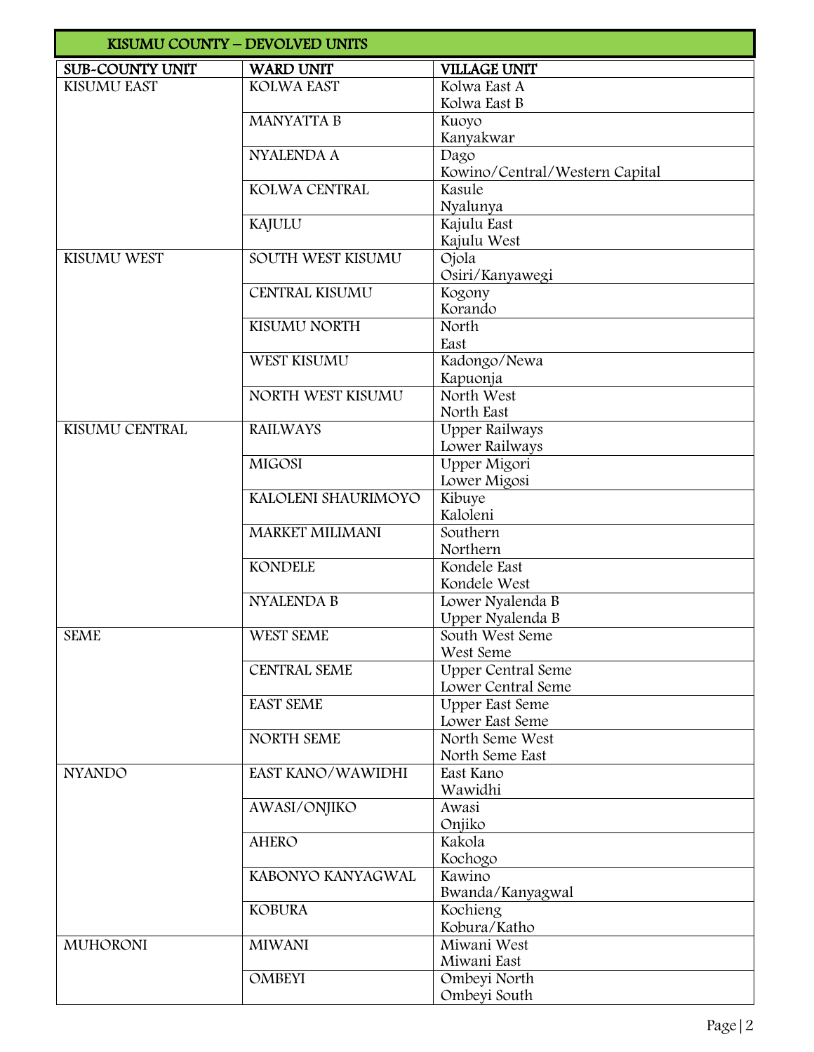## KISUMU COUNTY – DEVOLVED UNITS

| SUB-COUNTY UNIT | WARD UNIT | VILLAGE UNIT |
|---|---|---|
| KISUMU EAST | KOLWA EAST | Kolwa East A<br>Kolwa East B |
| | MANYATTA B | Kuoyo<br>Kanyakwar |
| | NYALENDA A | Dago<br>Kowino/Central/Western Capital |
| | KOLWA CENTRAL | Kasule<br>Nyalunya |
| | KAJULU | Kajulu East<br>Kajulu West |
| KISUMU WEST | SOUTH WEST KISUMU | Ojola<br>Osiri/Kanyawegi |
| | CENTRAL KISUMU | Kogony<br>Korando |
| | KISUMU NORTH | North<br>East |
| | WEST KISUMU | Kadongo/Newa<br>Kapuonja |
| | NORTH WEST KISUMU | North West<br>North East |
| KISUMU CENTRAL | RAILWAYS | Upper Railways<br>Lower Railways |
| | MIGOSI | Upper Migori<br>Lower Migosi |
| | KALOLENI SHAURIMOYO | Kibuye<br>Kaloleni |
| | MARKET MILIMANI | Southern<br>Northern |
| | KONDELE | Kondele East<br>Kondele West |
| | NYALENDA B | Lower Nyalenda B<br>Upper Nyalenda B |
| SEME | WEST SEME | South West Seme<br>West Seme |
| | CENTRAL SEME | Upper Central Seme<br>Lower Central Seme |
| | EAST SEME | Upper East Seme<br>Lower East Seme |
| | NORTH SEME | North Seme West<br>North Seme East |
| NYANDO | EAST KANO/WAWIDHI | East Kano<br>Wawidhi |
| | AWASI/ONJIKO | Awasi<br>Onjiko |
| | AHERO | Kakola<br>Kochogo |
| | KABONYO KANYAGWAL | Kawino<br>Bwanda/Kanyagwal |
| | KOBURA | Kochieng<br>Kobura/Katho |
| MUHORONI | MIWANI | Miwani West<br>Miwani East |
| | OMBEYI | Ombeyi North<br>Ombeyi South |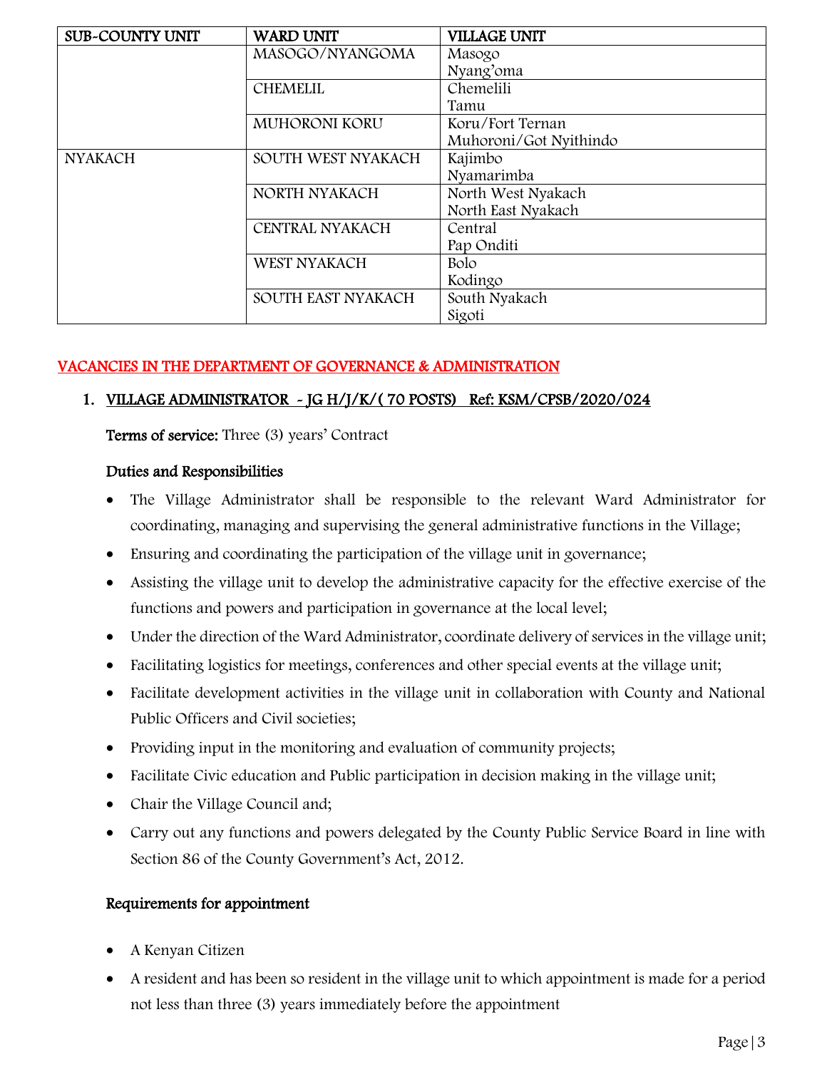| SUB-COUNTY UNIT | WARD UNIT | VILLAGE UNIT |
|---|---|---|
| | MASOGO/NYANGOMA | Masogo<br>Nyang'oma |
| | CHEMELIL | Chemelili<br>Tamu |
| | MUHORONI KORU | Koru/Fort Ternan<br>Muhoroni/Got Nyithindo |
| NYAKACH | SOUTH WEST NYAKACH | Kajimbo<br>Nyamarimba |
| | NORTH NYAKACH | North West Nyakach<br>North East Nyakach |
| | CENTRAL NYAKACH | Central<br>Pap Onditi |
| | WEST NYAKACH | Bolo<br>Kodingo |
| | SOUTH EAST NYAKACH | South Nyakach<br>Sigoti |

## VACANCIES IN THE DEPARTMENT OF GOVERNANCE & ADMINISTRATION

### 1. VILLAGE ADMINISTRATOR - JG H/J/K/( 70 POSTS) Ref: KSM/CPSB/2020/024

**Terms of service:** Three (3) years' Contract

**Duties and Responsibilities**

- The Village Administrator shall be responsible to the relevant Ward Administrator for coordinating, managing and supervising the general administrative functions in the Village;
- Ensuring and coordinating the participation of the village unit in governance;
- Assisting the village unit to develop the administrative capacity for the effective exercise of the functions and powers and participation in governance at the local level;
- Under the direction of the Ward Administrator, coordinate delivery of services in the village unit;
- Facilitating logistics for meetings, conferences and other special events at the village unit;
- Facilitate development activities in the village unit in collaboration with County and National Public Officers and Civil societies;
- Providing input in the monitoring and evaluation of community projects;
- Facilitate Civic education and Public participation in decision making in the village unit;
- Chair the Village Council and;
- Carry out any functions and powers delegated by the County Public Service Board in line with Section 86 of the County Government's Act, 2012.

**Requirements for appointment**

- A Kenyan Citizen
- A resident and has been so resident in the village unit to which appointment is made for a period not less than three (3) years immediately before the appointment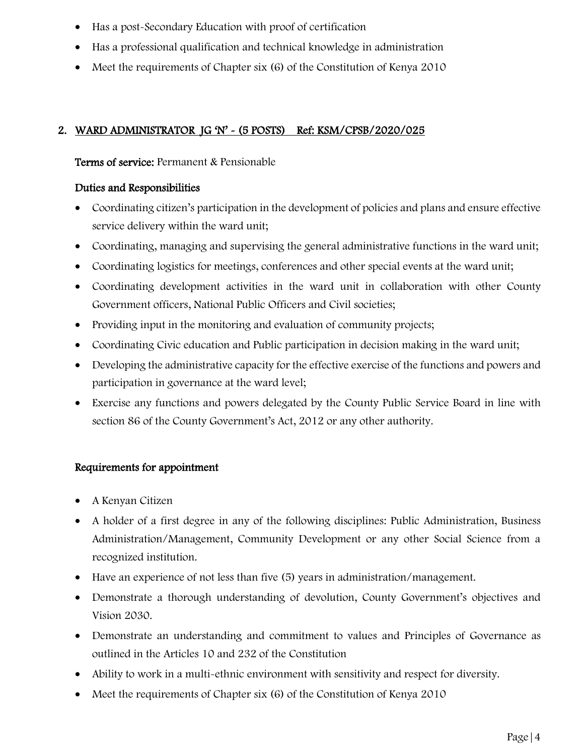- Has a post-Secondary Education with proof of certification
- Has a professional qualification and technical knowledge in administration
- Meet the requirements of Chapter six (6) of the Constitution of Kenya 2010

## 2. WARD ADMINISTRATOR JG 'N' - (5 POSTS) Ref: KSM/CPSB/2020/025

**Terms of service:** Permanent & Pensionable

### Duties and Responsibilities

- Coordinating citizen's participation in the development of policies and plans and ensure effective service delivery within the ward unit;
- Coordinating, managing and supervising the general administrative functions in the ward unit;
- Coordinating logistics for meetings, conferences and other special events at the ward unit;
- Coordinating development activities in the ward unit in collaboration with other County Government officers, National Public Officers and Civil societies;
- Providing input in the monitoring and evaluation of community projects;
- Coordinating Civic education and Public participation in decision making in the ward unit;
- Developing the administrative capacity for the effective exercise of the functions and powers and participation in governance at the ward level;
- Exercise any functions and powers delegated by the County Public Service Board in line with section 86 of the County Government's Act, 2012 or any other authority.

### Requirements for appointment

- A Kenyan Citizen
- A holder of a first degree in any of the following disciplines: Public Administration, Business Administration/Management, Community Development or any other Social Science from a recognized institution.
- Have an experience of not less than five (5) years in administration/management.
- Demonstrate a thorough understanding of devolution, County Government's objectives and Vision 2030.
- Demonstrate an understanding and commitment to values and Principles of Governance as outlined in the Articles 10 and 232 of the Constitution
- Ability to work in a multi-ethnic environment with sensitivity and respect for diversity.
- Meet the requirements of Chapter six (6) of the Constitution of Kenya 2010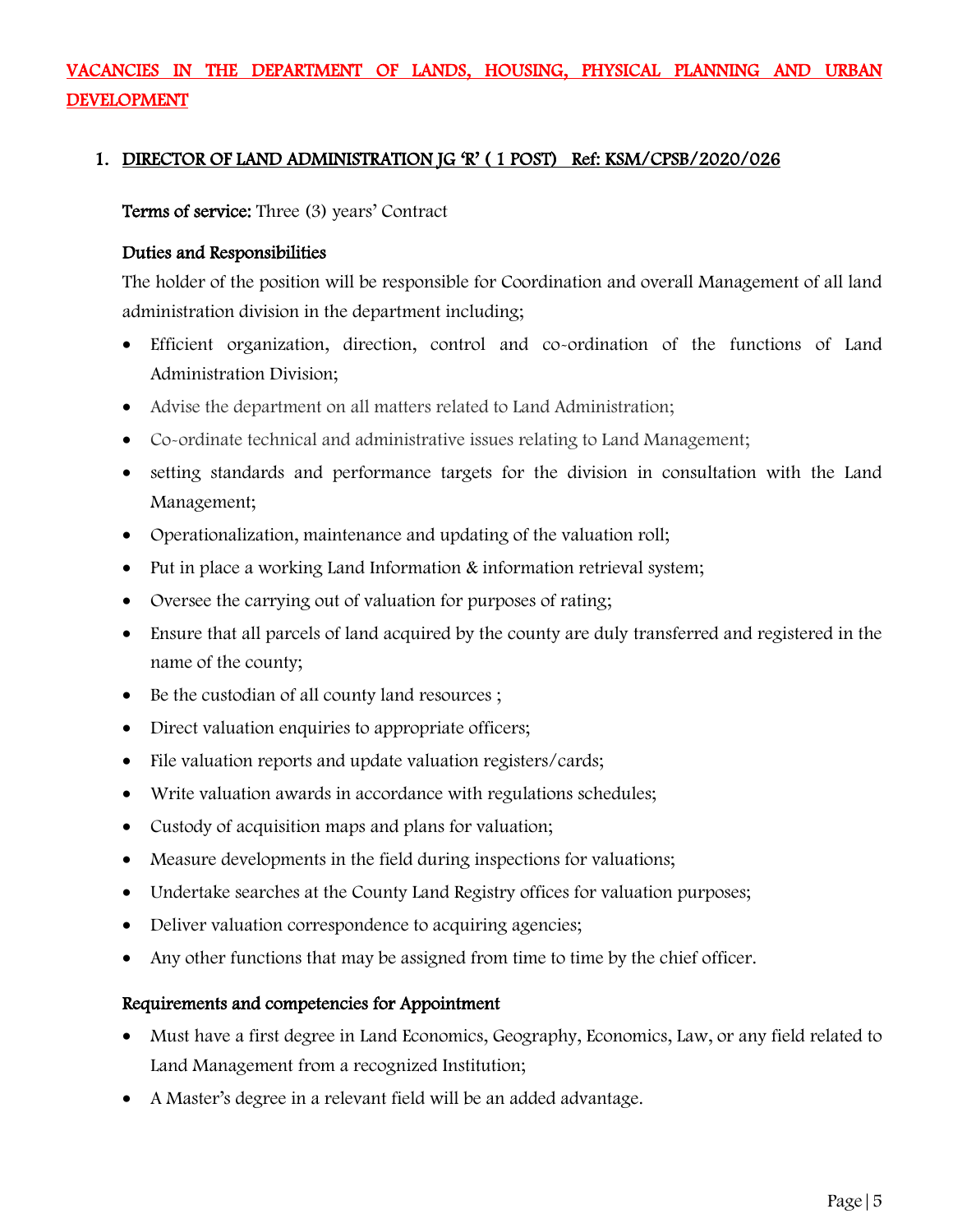## VACANCIES IN THE DEPARTMENT OF LANDS, HOUSING, PHYSICAL PLANNING AND URBAN DEVELOPMENT

### 1. DIRECTOR OF LAND ADMINISTRATION JG 'R' ( 1 POST) Ref: KSM/CPSB/2020/026

**Terms of service:** Three (3) years' Contract

**Duties and Responsibilities**

The holder of the position will be responsible for Coordination and overall Management of all land administration division in the department including;

- Efficient organization, direction, control and co-ordination of the functions of Land Administration Division;
- Advise the department on all matters related to Land Administration;
- Co-ordinate technical and administrative issues relating to Land Management;
- setting standards and performance targets for the division in consultation with the Land Management;
- Operationalization, maintenance and updating of the valuation roll;
- Put in place a working Land Information & information retrieval system;
- Oversee the carrying out of valuation for purposes of rating;
- Ensure that all parcels of land acquired by the county are duly transferred and registered in the name of the county;
- Be the custodian of all county land resources ;
- Direct valuation enquiries to appropriate officers;
- File valuation reports and update valuation registers/cards;
- Write valuation awards in accordance with regulations schedules;
- Custody of acquisition maps and plans for valuation;
- Measure developments in the field during inspections for valuations;
- Undertake searches at the County Land Registry offices for valuation purposes;
- Deliver valuation correspondence to acquiring agencies;
- Any other functions that may be assigned from time to time by the chief officer.

**Requirements and competencies for Appointment**

- Must have a first degree in Land Economics, Geography, Economics, Law, or any field related to Land Management from a recognized Institution;
- A Master's degree in a relevant field will be an added advantage.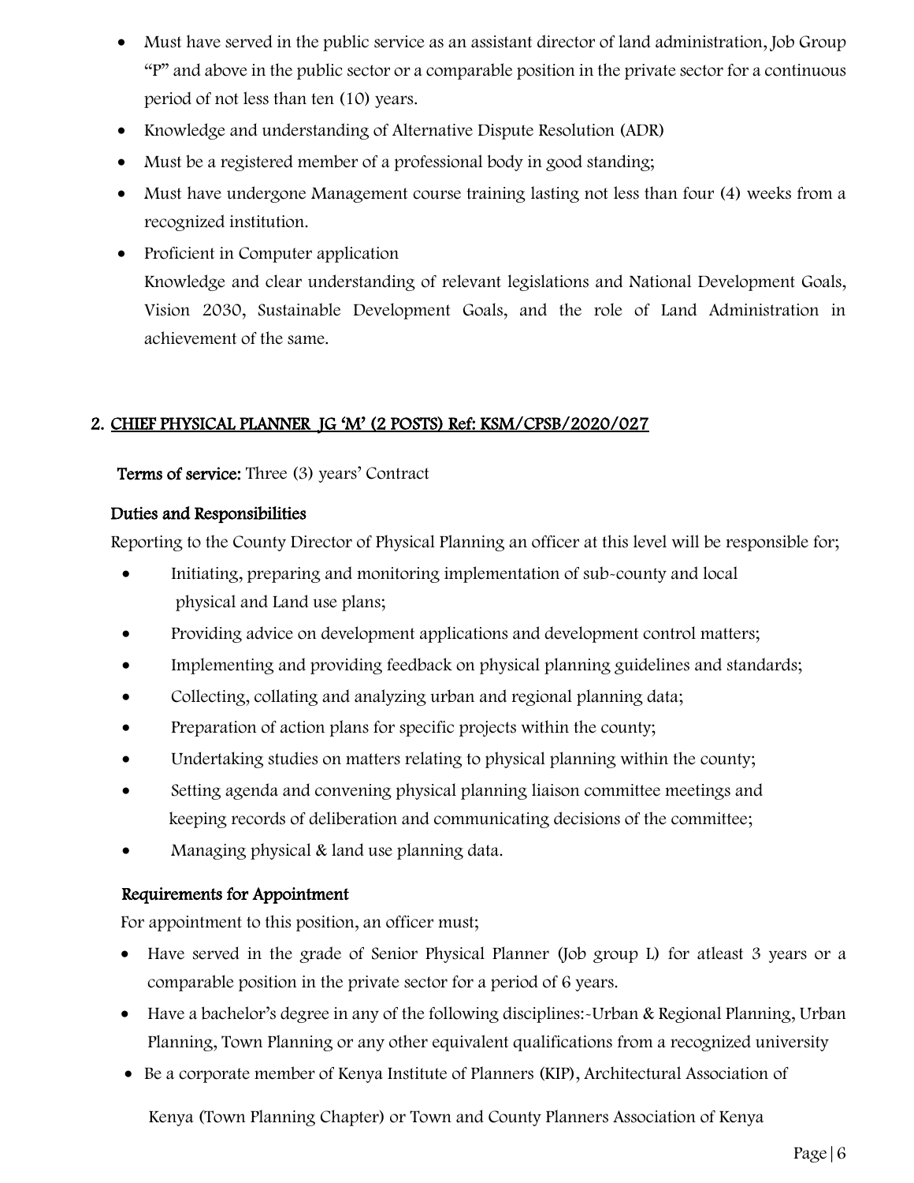- Must have served in the public service as an assistant director of land administration, Job Group "P" and above in the public sector or a comparable position in the private sector for a continuous period of not less than ten (10) years.
- Knowledge and understanding of Alternative Dispute Resolution (ADR)
- Must be a registered member of a professional body in good standing;
- Must have undergone Management course training lasting not less than four (4) weeks from a recognized institution.
- Proficient in Computer application
  Knowledge and clear understanding of relevant legislations and National Development Goals, Vision 2030, Sustainable Development Goals, and the role of Land Administration in achievement of the same.

## 2. CHIEF PHYSICAL PLANNER JG 'M' (2 POSTS) Ref: KSM/CPSB/2020/027

**Terms of service:** Three (3) years' Contract

### Duties and Responsibilities

Reporting to the County Director of Physical Planning an officer at this level will be responsible for;

- Initiating, preparing and monitoring implementation of sub-county and local physical and Land use plans;
- Providing advice on development applications and development control matters;
- Implementing and providing feedback on physical planning guidelines and standards;
- Collecting, collating and analyzing urban and regional planning data;
- Preparation of action plans for specific projects within the county;
- Undertaking studies on matters relating to physical planning within the county;
- Setting agenda and convening physical planning liaison committee meetings and keeping records of deliberation and communicating decisions of the committee;
- Managing physical & land use planning data.

### Requirements for Appointment

For appointment to this position, an officer must;

- Have served in the grade of Senior Physical Planner (Job group L) for atleast 3 years or a comparable position in the private sector for a period of 6 years.
- Have a bachelor's degree in any of the following disciplines:-Urban & Regional Planning, Urban Planning, Town Planning or any other equivalent qualifications from a recognized university
- Be a corporate member of Kenya Institute of Planners (KIP), Architectural Association of Kenya (Town Planning Chapter) or Town and County Planners Association of Kenya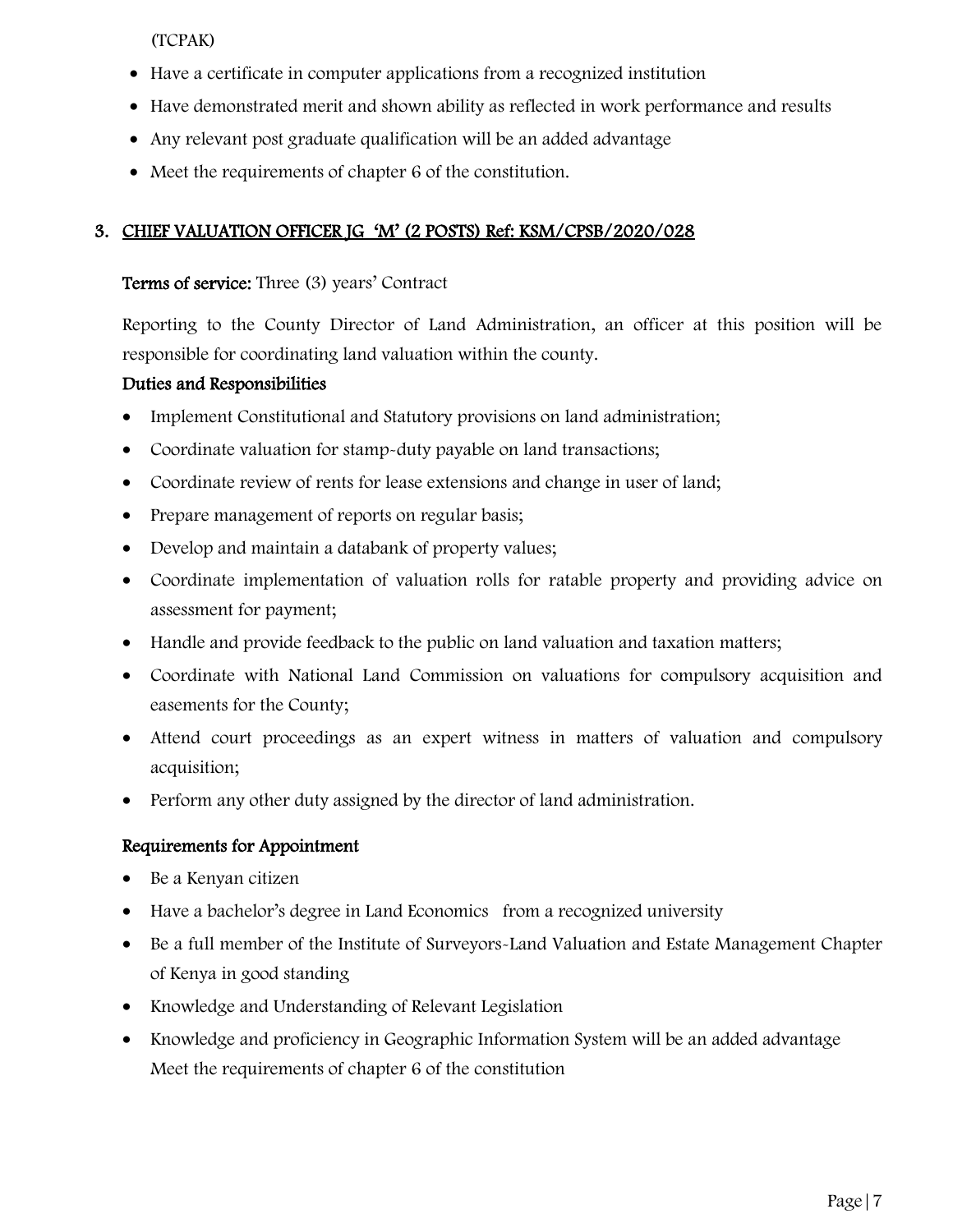(TCPAK)

- Have a certificate in computer applications from a recognized institution
- Have demonstrated merit and shown ability as reflected in work performance and results
- Any relevant post graduate qualification will be an added advantage
- Meet the requirements of chapter 6 of the constitution.

### 3. CHIEF VALUATION OFFICER JG 'M' (2 POSTS) Ref: KSM/CPSB/2020/028

**Terms of service:** Three (3) years' Contract

Reporting to the County Director of Land Administration, an officer at this position will be responsible for coordinating land valuation within the county.

**Duties and Responsibilities**

- Implement Constitutional and Statutory provisions on land administration;
- Coordinate valuation for stamp-duty payable on land transactions;
- Coordinate review of rents for lease extensions and change in user of land;
- Prepare management of reports on regular basis;
- Develop and maintain a databank of property values;
- Coordinate implementation of valuation rolls for ratable property and providing advice on assessment for payment;
- Handle and provide feedback to the public on land valuation and taxation matters;
- Coordinate with National Land Commission on valuations for compulsory acquisition and easements for the County;
- Attend court proceedings as an expert witness in matters of valuation and compulsory acquisition;
- Perform any other duty assigned by the director of land administration.

**Requirements for Appointment**

- Be a Kenyan citizen
- Have a bachelor's degree in Land Economics from a recognized university
- Be a full member of the Institute of Surveyors-Land Valuation and Estate Management Chapter of Kenya in good standing
- Knowledge and Understanding of Relevant Legislation
- Knowledge and proficiency in Geographic Information System will be an added advantage
  Meet the requirements of chapter 6 of the constitution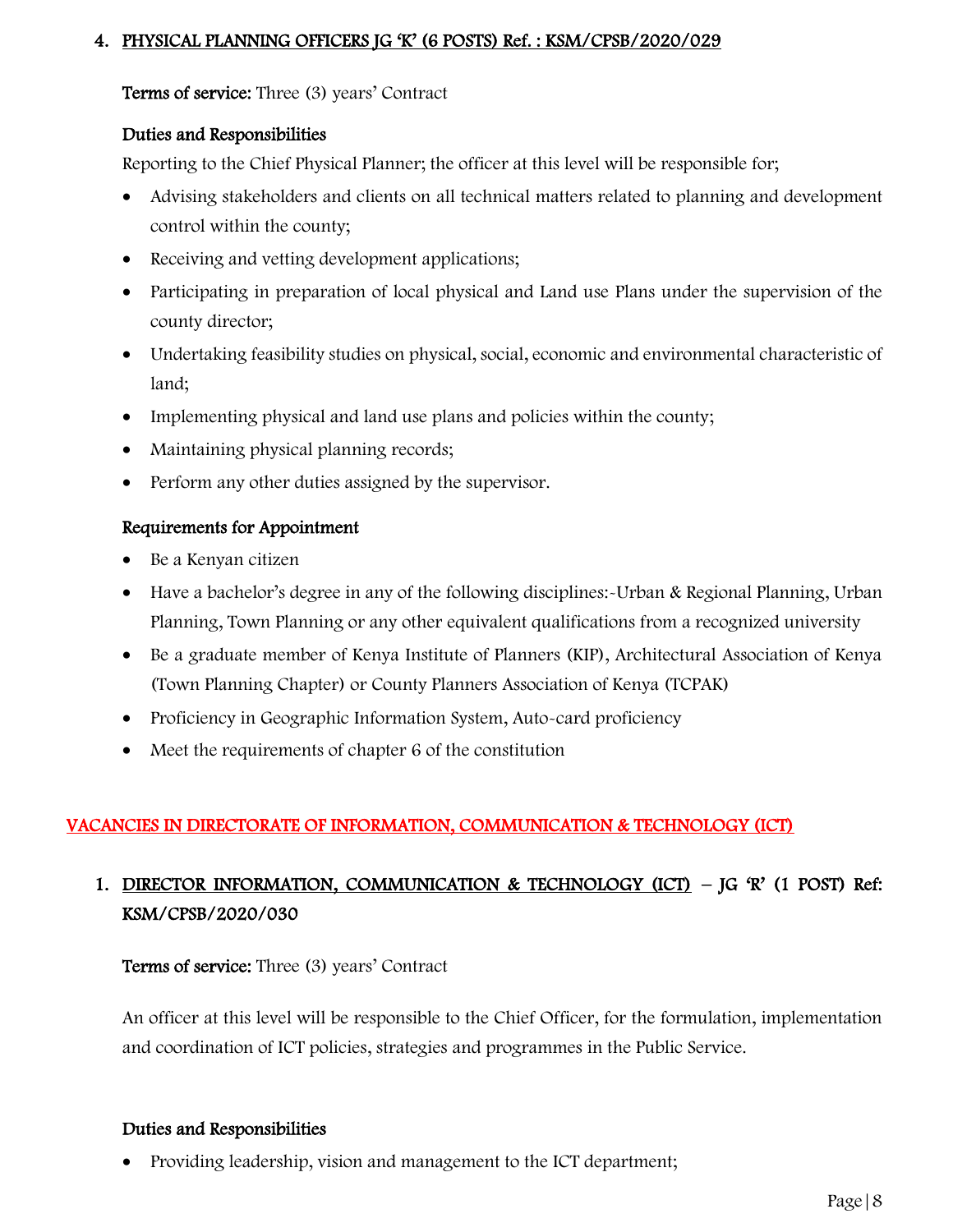## 4. PHYSICAL PLANNING OFFICERS JG 'K' (6 POSTS) Ref. : KSM/CPSB/2020/029

**Terms of service:** Three (3) years' Contract

### Duties and Responsibilities

Reporting to the Chief Physical Planner; the officer at this level will be responsible for;

- Advising stakeholders and clients on all technical matters related to planning and development control within the county;
- Receiving and vetting development applications;
- Participating in preparation of local physical and Land use Plans under the supervision of the county director;
- Undertaking feasibility studies on physical, social, economic and environmental characteristic of land;
- Implementing physical and land use plans and policies within the county;
- Maintaining physical planning records;
- Perform any other duties assigned by the supervisor.

### Requirements for Appointment

- Be a Kenyan citizen
- Have a bachelor's degree in any of the following disciplines:-Urban & Regional Planning, Urban Planning, Town Planning or any other equivalent qualifications from a recognized university
- Be a graduate member of Kenya Institute of Planners (KIP), Architectural Association of Kenya (Town Planning Chapter) or County Planners Association of Kenya (TCPAK)
- Proficiency in Geographic Information System, Auto-card proficiency
- Meet the requirements of chapter 6 of the constitution

# VACANCIES IN DIRECTORATE OF INFORMATION, COMMUNICATION & TECHNOLOGY (ICT)

## 1. DIRECTOR INFORMATION, COMMUNICATION & TECHNOLOGY (ICT) – JG 'R' (1 POST) Ref: KSM/CPSB/2020/030

**Terms of service:** Three (3) years' Contract

An officer at this level will be responsible to the Chief Officer, for the formulation, implementation and coordination of ICT policies, strategies and programmes in the Public Service.

### Duties and Responsibilities

- Providing leadership, vision and management to the ICT department;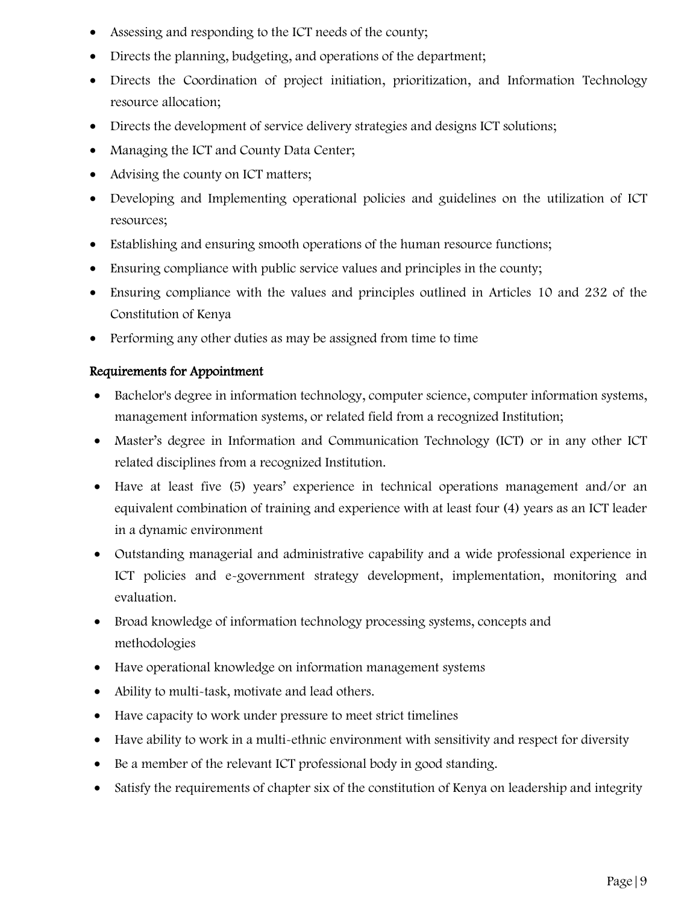- Assessing and responding to the ICT needs of the county;
- Directs the planning, budgeting, and operations of the department;
- Directs the Coordination of project initiation, prioritization, and Information Technology resource allocation;
- Directs the development of service delivery strategies and designs ICT solutions;
- Managing the ICT and County Data Center;
- Advising the county on ICT matters;
- Developing and Implementing operational policies and guidelines on the utilization of ICT resources;
- Establishing and ensuring smooth operations of the human resource functions;
- Ensuring compliance with public service values and principles in the county;
- Ensuring compliance with the values and principles outlined in Articles 10 and 232 of the Constitution of Kenya
- Performing any other duties as may be assigned from time to time

### Requirements for Appointment

- Bachelor's degree in information technology, computer science, computer information systems, management information systems, or related field from a recognized Institution;
- Master's degree in Information and Communication Technology (ICT) or in any other ICT related disciplines from a recognized Institution.
- Have at least five (5) years' experience in technical operations management and/or an equivalent combination of training and experience with at least four (4) years as an ICT leader in a dynamic environment
- Outstanding managerial and administrative capability and a wide professional experience in ICT policies and e-government strategy development, implementation, monitoring and evaluation.
- Broad knowledge of information technology processing systems, concepts and methodologies
- Have operational knowledge on information management systems
- Ability to multi-task, motivate and lead others.
- Have capacity to work under pressure to meet strict timelines
- Have ability to work in a multi-ethnic environment with sensitivity and respect for diversity
- Be a member of the relevant ICT professional body in good standing.
- Satisfy the requirements of chapter six of the constitution of Kenya on leadership and integrity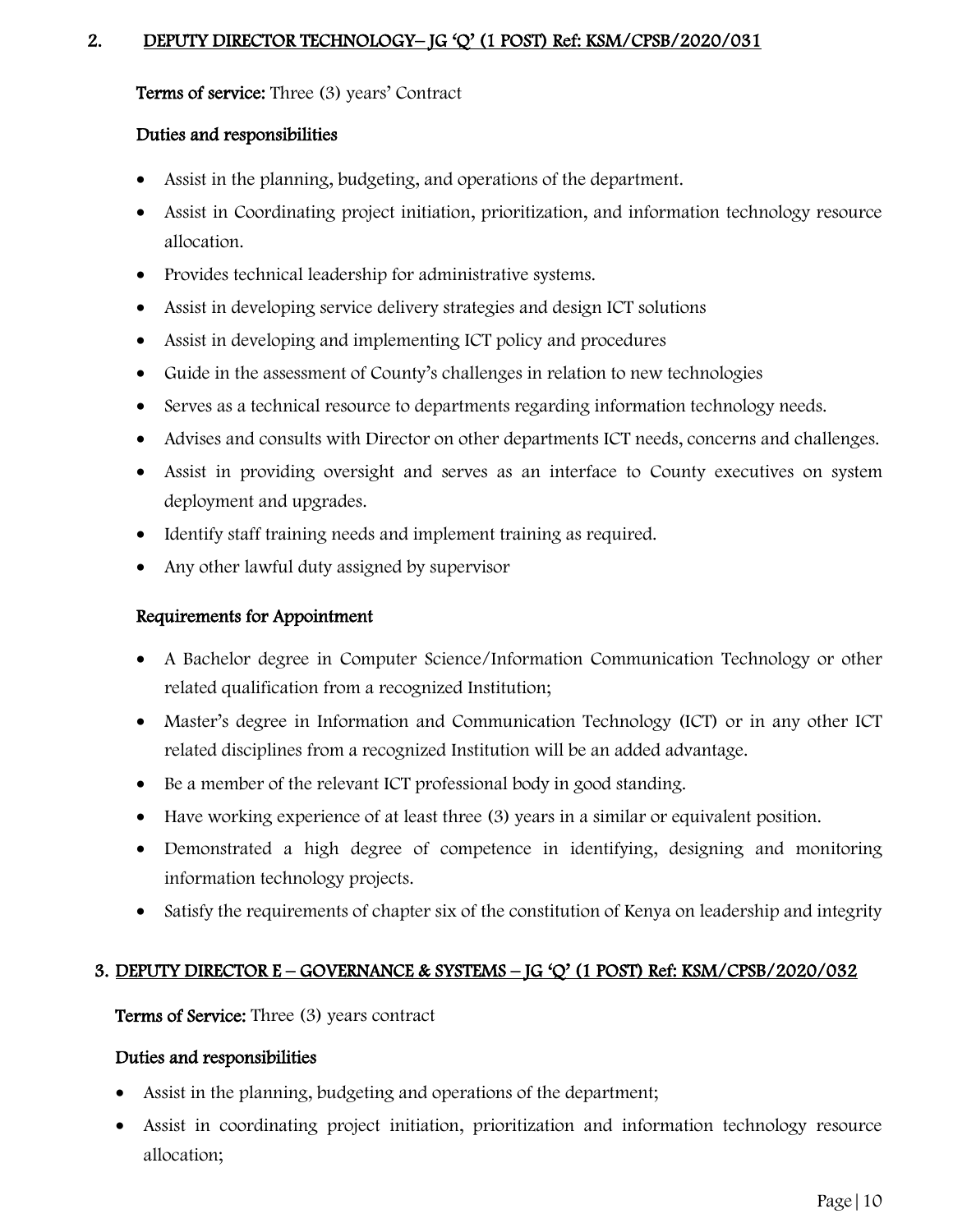## 2. DEPUTY DIRECTOR TECHNOLOGY– JG 'Q' (1 POST) Ref: KSM/CPSB/2020/031

**Terms of service:** Three (3) years' Contract

**Duties and responsibilities**

- Assist in the planning, budgeting, and operations of the department.
- Assist in Coordinating project initiation, prioritization, and information technology resource allocation.
- Provides technical leadership for administrative systems.
- Assist in developing service delivery strategies and design ICT solutions
- Assist in developing and implementing ICT policy and procedures
- Guide in the assessment of County's challenges in relation to new technologies
- Serves as a technical resource to departments regarding information technology needs.
- Advises and consults with Director on other departments ICT needs, concerns and challenges.
- Assist in providing oversight and serves as an interface to County executives on system deployment and upgrades.
- Identify staff training needs and implement training as required.
- Any other lawful duty assigned by supervisor

**Requirements for Appointment**

- A Bachelor degree in Computer Science/Information Communication Technology or other related qualification from a recognized Institution;
- Master's degree in Information and Communication Technology (ICT) or in any other ICT related disciplines from a recognized Institution will be an added advantage.
- Be a member of the relevant ICT professional body in good standing.
- Have working experience of at least three (3) years in a similar or equivalent position.
- Demonstrated a high degree of competence in identifying, designing and monitoring information technology projects.
- Satisfy the requirements of chapter six of the constitution of Kenya on leadership and integrity

## 3. DEPUTY DIRECTOR E – GOVERNANCE & SYSTEMS – JG 'Q' (1 POST) Ref: KSM/CPSB/2020/032

**Terms of Service:** Three (3) years contract

**Duties and responsibilities**

- Assist in the planning, budgeting and operations of the department;
- Assist in coordinating project initiation, prioritization and information technology resource allocation;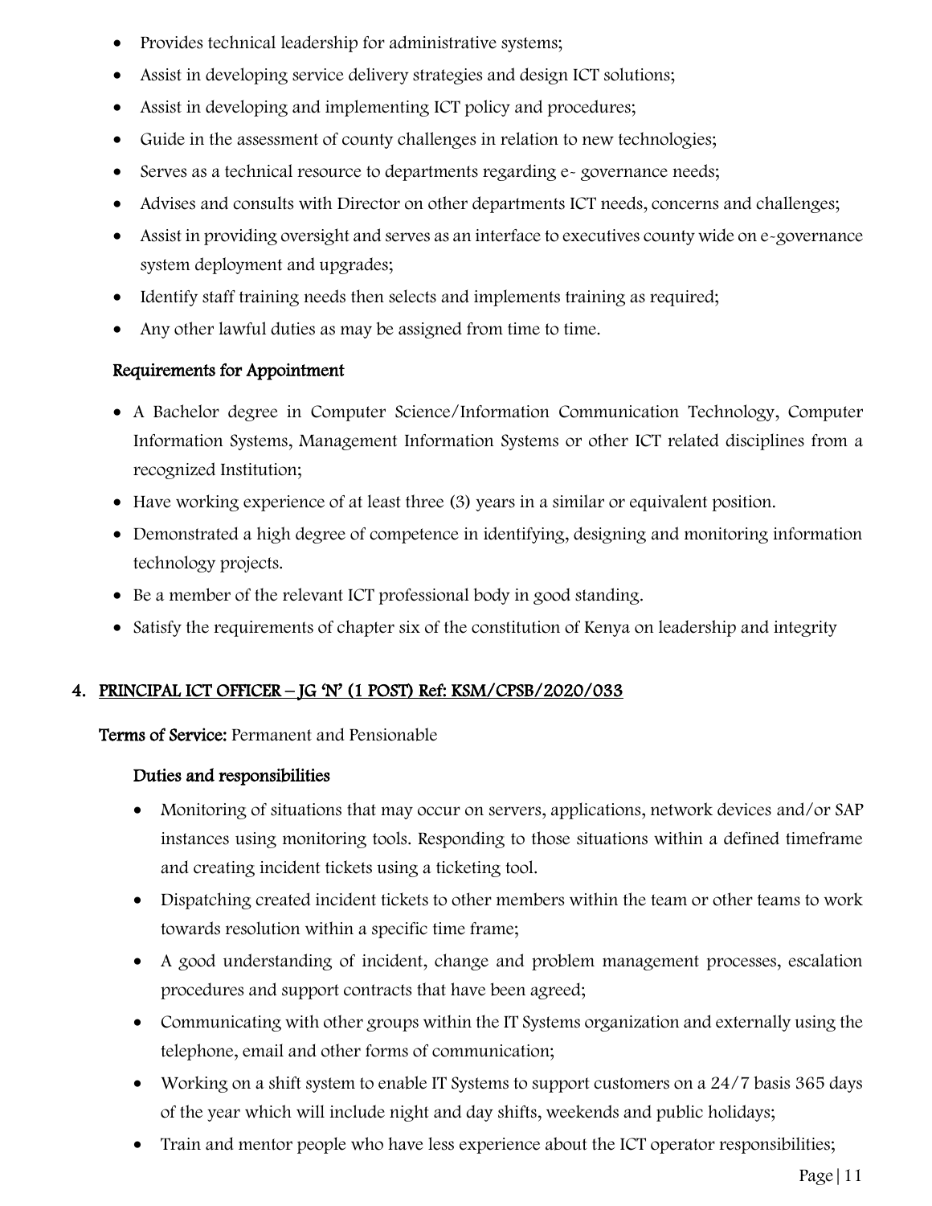- Provides technical leadership for administrative systems;
- Assist in developing service delivery strategies and design ICT solutions;
- Assist in developing and implementing ICT policy and procedures;
- Guide in the assessment of county challenges in relation to new technologies;
- Serves as a technical resource to departments regarding e- governance needs;
- Advises and consults with Director on other departments ICT needs, concerns and challenges;
- Assist in providing oversight and serves as an interface to executives county wide on e-governance system deployment and upgrades;
- Identify staff training needs then selects and implements training as required;
- Any other lawful duties as may be assigned from time to time.

### Requirements for Appointment

- A Bachelor degree in Computer Science/Information Communication Technology, Computer Information Systems, Management Information Systems or other ICT related disciplines from a recognized Institution;
- Have working experience of at least three (3) years in a similar or equivalent position.
- Demonstrated a high degree of competence in identifying, designing and monitoring information technology projects.
- Be a member of the relevant ICT professional body in good standing.
- Satisfy the requirements of chapter six of the constitution of Kenya on leadership and integrity

## 4. PRINCIPAL ICT OFFICER – JG 'N' (1 POST) Ref: KSM/CPSB/2020/033

**Terms of Service:** Permanent and Pensionable

### Duties and responsibilities

- Monitoring of situations that may occur on servers, applications, network devices and/or SAP instances using monitoring tools. Responding to those situations within a defined timeframe and creating incident tickets using a ticketing tool.
- Dispatching created incident tickets to other members within the team or other teams to work towards resolution within a specific time frame;
- A good understanding of incident, change and problem management processes, escalation procedures and support contracts that have been agreed;
- Communicating with other groups within the IT Systems organization and externally using the telephone, email and other forms of communication;
- Working on a shift system to enable IT Systems to support customers on a 24/7 basis 365 days of the year which will include night and day shifts, weekends and public holidays;
- Train and mentor people who have less experience about the ICT operator responsibilities;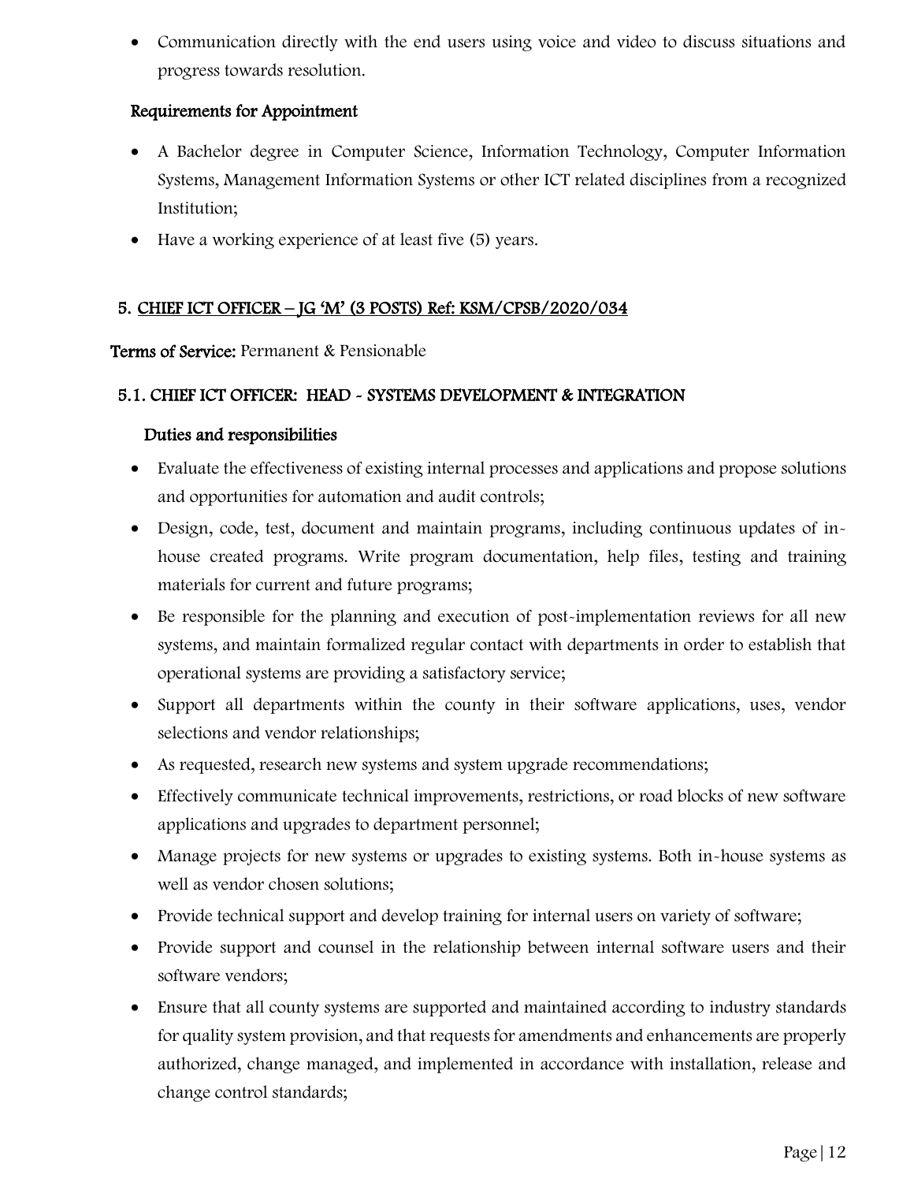- Communication directly with the end users using voice and video to discuss situations and progress towards resolution.

### Requirements for Appointment

- A Bachelor degree in Computer Science, Information Technology, Computer Information Systems, Management Information Systems or other ICT related disciplines from a recognized Institution;
- Have a working experience of at least five (5) years.

## 5. CHIEF ICT OFFICER – JG 'M' (3 POSTS) Ref: KSM/CPSB/2020/034

**Terms of Service:** Permanent & Pensionable

### 5.1. CHIEF ICT OFFICER: HEAD - SYSTEMS DEVELOPMENT & INTEGRATION

#### Duties and responsibilities

- Evaluate the effectiveness of existing internal processes and applications and propose solutions and opportunities for automation and audit controls;
- Design, code, test, document and maintain programs, including continuous updates of in-house created programs. Write program documentation, help files, testing and training materials for current and future programs;
- Be responsible for the planning and execution of post-implementation reviews for all new systems, and maintain formalized regular contact with departments in order to establish that operational systems are providing a satisfactory service;
- Support all departments within the county in their software applications, uses, vendor selections and vendor relationships;
- As requested, research new systems and system upgrade recommendations;
- Effectively communicate technical improvements, restrictions, or road blocks of new software applications and upgrades to department personnel;
- Manage projects for new systems or upgrades to existing systems. Both in-house systems as well as vendor chosen solutions;
- Provide technical support and develop training for internal users on variety of software;
- Provide support and counsel in the relationship between internal software users and their software vendors;
- Ensure that all county systems are supported and maintained according to industry standards for quality system provision, and that requests for amendments and enhancements are properly authorized, change managed, and implemented in accordance with installation, release and change control standards;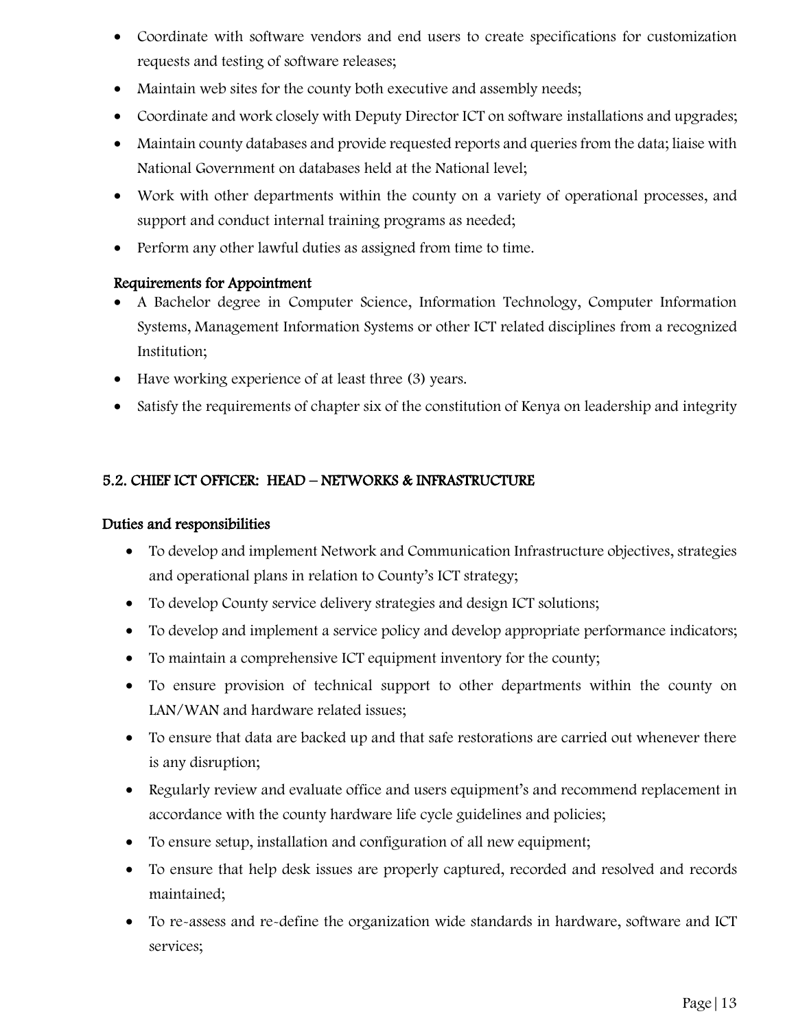- Coordinate with software vendors and end users to create specifications for customization requests and testing of software releases;
- Maintain web sites for the county both executive and assembly needs;
- Coordinate and work closely with Deputy Director ICT on software installations and upgrades;
- Maintain county databases and provide requested reports and queries from the data; liaise with National Government on databases held at the National level;
- Work with other departments within the county on a variety of operational processes, and support and conduct internal training programs as needed;
- Perform any other lawful duties as assigned from time to time.

**Requirements for Appointment**

- A Bachelor degree in Computer Science, Information Technology, Computer Information Systems, Management Information Systems or other ICT related disciplines from a recognized Institution;
- Have working experience of at least three (3) years.
- Satisfy the requirements of chapter six of the constitution of Kenya on leadership and integrity

## 5.2. CHIEF ICT OFFICER: HEAD – NETWORKS & INFRASTRUCTURE

**Duties and responsibilities**

- To develop and implement Network and Communication Infrastructure objectives, strategies and operational plans in relation to County's ICT strategy;
- To develop County service delivery strategies and design ICT solutions;
- To develop and implement a service policy and develop appropriate performance indicators;
- To maintain a comprehensive ICT equipment inventory for the county;
- To ensure provision of technical support to other departments within the county on LAN/WAN and hardware related issues;
- To ensure that data are backed up and that safe restorations are carried out whenever there is any disruption;
- Regularly review and evaluate office and users equipment's and recommend replacement in accordance with the county hardware life cycle guidelines and policies;
- To ensure setup, installation and configuration of all new equipment;
- To ensure that help desk issues are properly captured, recorded and resolved and records maintained;
- To re-assess and re-define the organization wide standards in hardware, software and ICT services;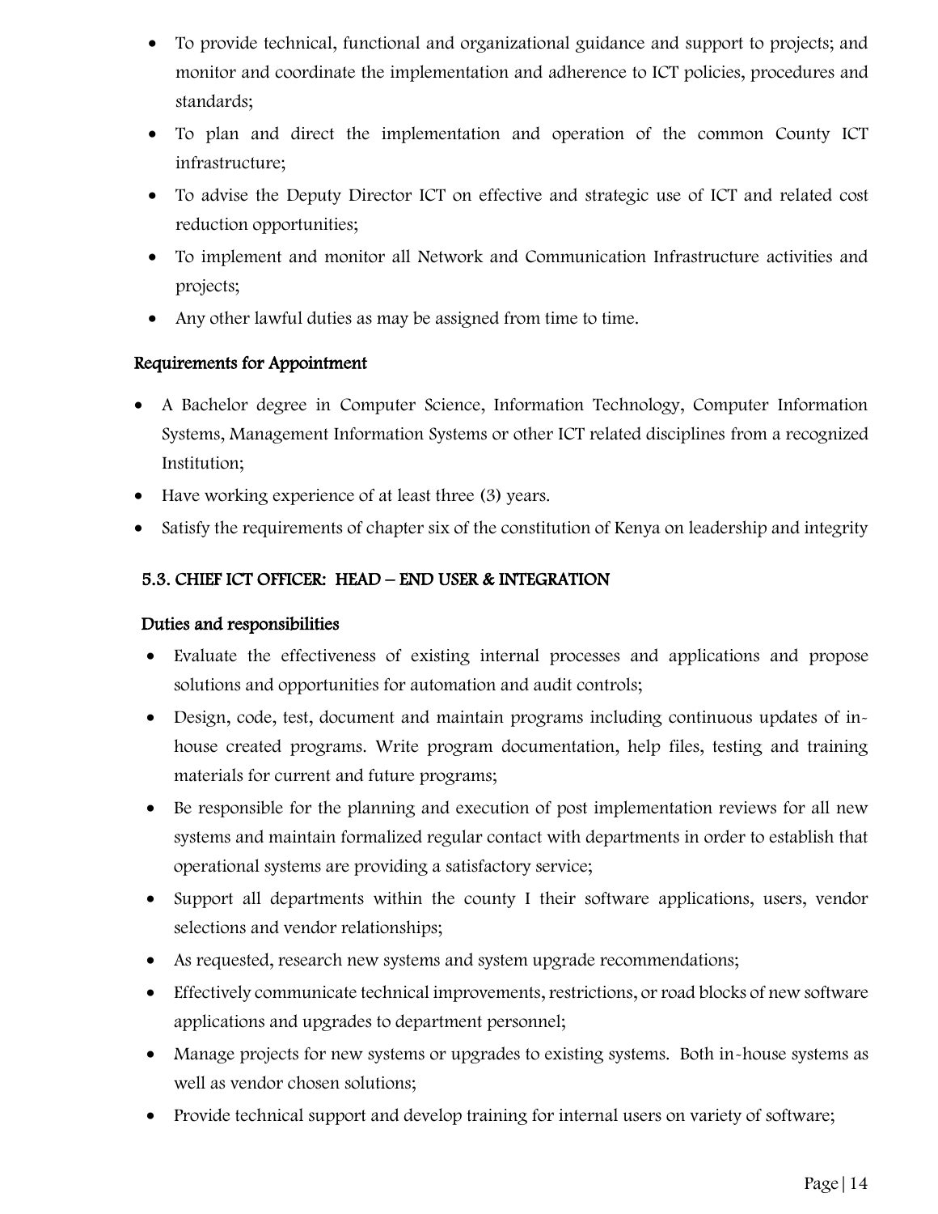- To provide technical, functional and organizational guidance and support to projects; and monitor and coordinate the implementation and adherence to ICT policies, procedures and standards;
- To plan and direct the implementation and operation of the common County ICT infrastructure;
- To advise the Deputy Director ICT on effective and strategic use of ICT and related cost reduction opportunities;
- To implement and monitor all Network and Communication Infrastructure activities and projects;
- Any other lawful duties as may be assigned from time to time.

#### Requirements for Appointment

- A Bachelor degree in Computer Science, Information Technology, Computer Information Systems, Management Information Systems or other ICT related disciplines from a recognized Institution;
- Have working experience of at least three (3) years.
- Satisfy the requirements of chapter six of the constitution of Kenya on leadership and integrity

### 5.3. CHIEF ICT OFFICER: HEAD – END USER & INTEGRATION

#### Duties and responsibilities

- Evaluate the effectiveness of existing internal processes and applications and propose solutions and opportunities for automation and audit controls;
- Design, code, test, document and maintain programs including continuous updates of in-house created programs. Write program documentation, help files, testing and training materials for current and future programs;
- Be responsible for the planning and execution of post implementation reviews for all new systems and maintain formalized regular contact with departments in order to establish that operational systems are providing a satisfactory service;
- Support all departments within the county I their software applications, users, vendor selections and vendor relationships;
- As requested, research new systems and system upgrade recommendations;
- Effectively communicate technical improvements, restrictions, or road blocks of new software applications and upgrades to department personnel;
- Manage projects for new systems or upgrades to existing systems. Both in-house systems as well as vendor chosen solutions;
- Provide technical support and develop training for internal users on variety of software;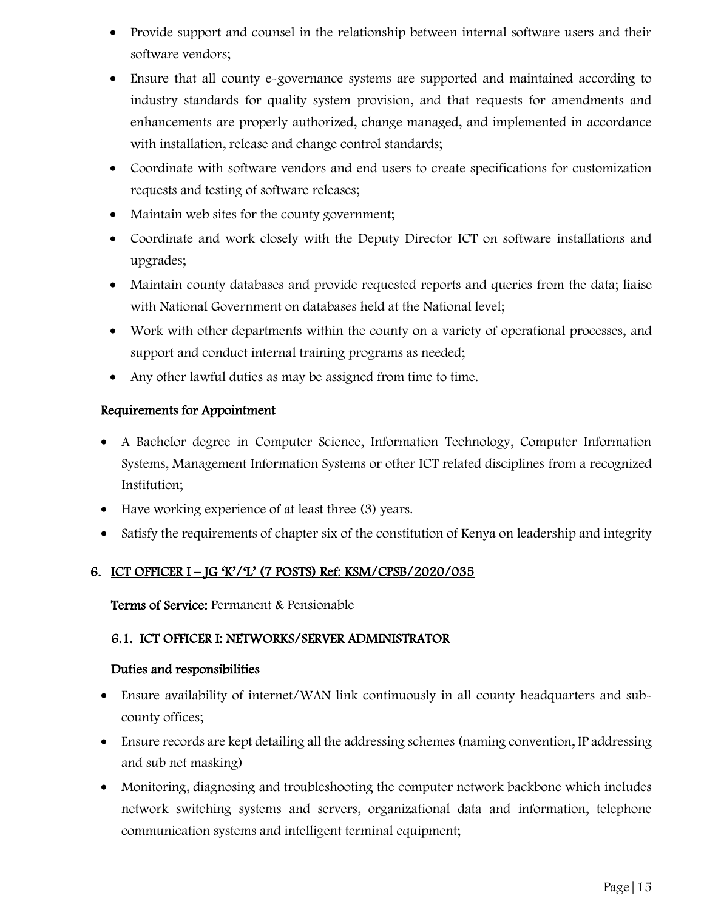- Provide support and counsel in the relationship between internal software users and their software vendors;
- Ensure that all county e-governance systems are supported and maintained according to industry standards for quality system provision, and that requests for amendments and enhancements are properly authorized, change managed, and implemented in accordance with installation, release and change control standards;
- Coordinate with software vendors and end users to create specifications for customization requests and testing of software releases;
- Maintain web sites for the county government;
- Coordinate and work closely with the Deputy Director ICT on software installations and upgrades;
- Maintain county databases and provide requested reports and queries from the data; liaise with National Government on databases held at the National level;
- Work with other departments within the county on a variety of operational processes, and support and conduct internal training programs as needed;
- Any other lawful duties as may be assigned from time to time.

**Requirements for Appointment**

- A Bachelor degree in Computer Science, Information Technology, Computer Information Systems, Management Information Systems or other ICT related disciplines from a recognized Institution;
- Have working experience of at least three (3) years.
- Satisfy the requirements of chapter six of the constitution of Kenya on leadership and integrity

## 6. ICT OFFICER I – JG 'K'/'L' (7 POSTS) Ref: KSM/CPSB/2020/035

**Terms of Service:** Permanent & Pensionable

### 6.1. ICT OFFICER I: NETWORKS/SERVER ADMINISTRATOR

**Duties and responsibilities**

- Ensure availability of internet/WAN link continuously in all county headquarters and sub-county offices;
- Ensure records are kept detailing all the addressing schemes (naming convention, IP addressing and sub net masking)
- Monitoring, diagnosing and troubleshooting the computer network backbone which includes network switching systems and servers, organizational data and information, telephone communication systems and intelligent terminal equipment;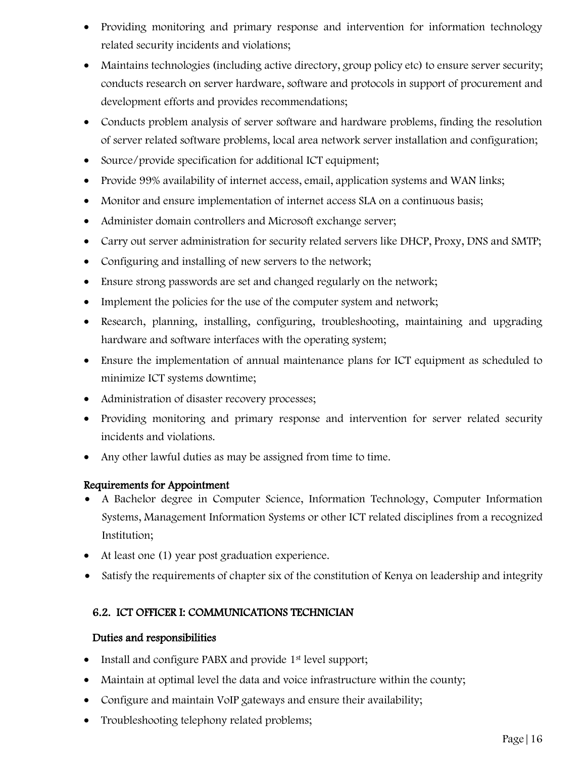- Providing monitoring and primary response and intervention for information technology related security incidents and violations;
- Maintains technologies (including active directory, group policy etc) to ensure server security; conducts research on server hardware, software and protocols in support of procurement and development efforts and provides recommendations;
- Conducts problem analysis of server software and hardware problems, finding the resolution of server related software problems, local area network server installation and configuration;
- Source/provide specification for additional ICT equipment;
- Provide 99% availability of internet access, email, application systems and WAN links;
- Monitor and ensure implementation of internet access SLA on a continuous basis;
- Administer domain controllers and Microsoft exchange server;
- Carry out server administration for security related servers like DHCP, Proxy, DNS and SMTP;
- Configuring and installing of new servers to the network;
- Ensure strong passwords are set and changed regularly on the network;
- Implement the policies for the use of the computer system and network;
- Research, planning, installing, configuring, troubleshooting, maintaining and upgrading hardware and software interfaces with the operating system;
- Ensure the implementation of annual maintenance plans for ICT equipment as scheduled to minimize ICT systems downtime;
- Administration of disaster recovery processes;
- Providing monitoring and primary response and intervention for server related security incidents and violations.
- Any other lawful duties as may be assigned from time to time.

**Requirements for Appointment**

- A Bachelor degree in Computer Science, Information Technology, Computer Information Systems, Management Information Systems or other ICT related disciplines from a recognized Institution;
- At least one (1) year post graduation experience.
- Satisfy the requirements of chapter six of the constitution of Kenya on leadership and integrity

### 6.2. ICT OFFICER I: COMMUNICATIONS TECHNICIAN

**Duties and responsibilities**

- Install and configure PABX and provide 1st level support;
- Maintain at optimal level the data and voice infrastructure within the county;
- Configure and maintain VoIP gateways and ensure their availability;
- Troubleshooting telephony related problems;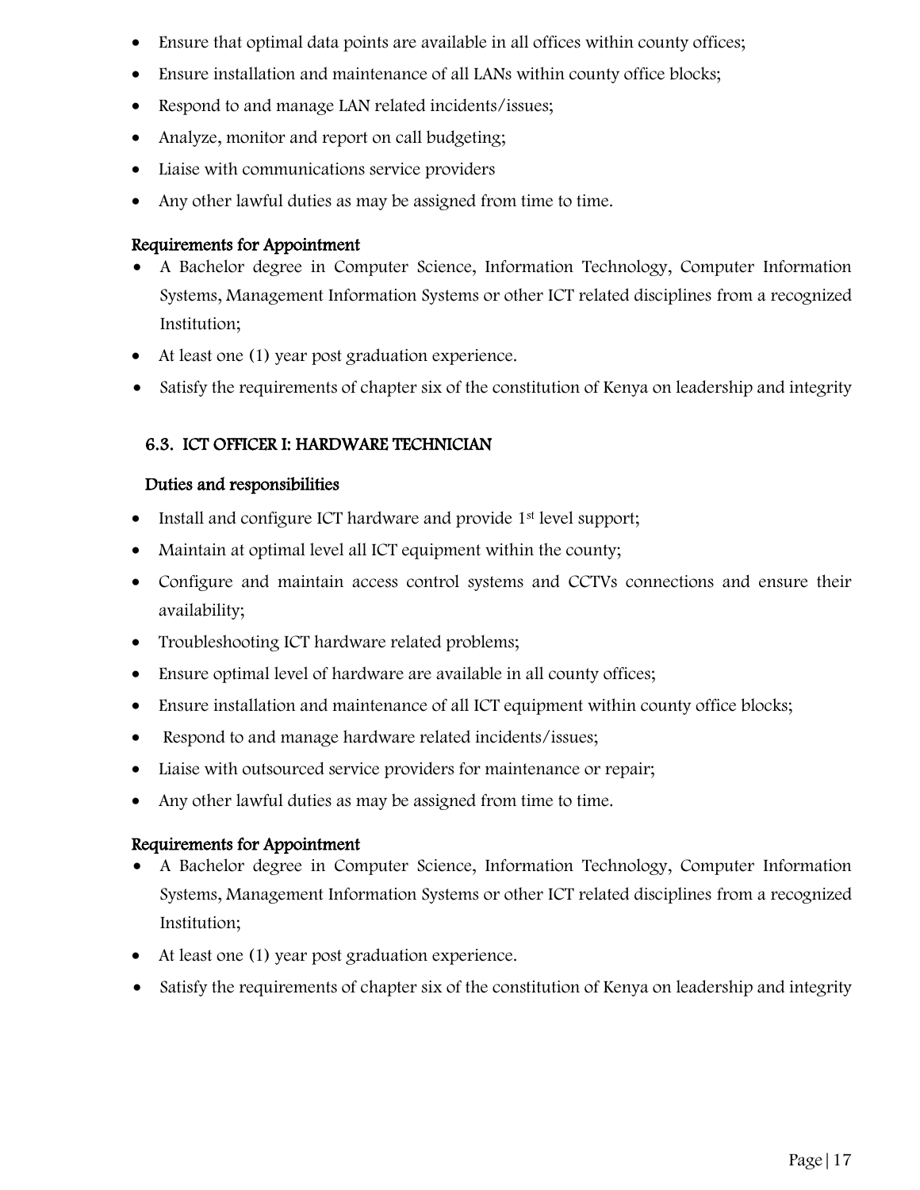- Ensure that optimal data points are available in all offices within county offices;
- Ensure installation and maintenance of all LANs within county office blocks;
- Respond to and manage LAN related incidents/issues;
- Analyze, monitor and report on call budgeting;
- Liaise with communications service providers
- Any other lawful duties as may be assigned from time to time.

**Requirements for Appointment**

- A Bachelor degree in Computer Science, Information Technology, Computer Information Systems, Management Information Systems or other ICT related disciplines from a recognized Institution;
- At least one (1) year post graduation experience.
- Satisfy the requirements of chapter six of the constitution of Kenya on leadership and integrity

### 6.3. ICT OFFICER I: HARDWARE TECHNICIAN

**Duties and responsibilities**

- Install and configure ICT hardware and provide 1st level support;
- Maintain at optimal level all ICT equipment within the county;
- Configure and maintain access control systems and CCTVs connections and ensure their availability;
- Troubleshooting ICT hardware related problems;
- Ensure optimal level of hardware are available in all county offices;
- Ensure installation and maintenance of all ICT equipment within county office blocks;
- Respond to and manage hardware related incidents/issues;
- Liaise with outsourced service providers for maintenance or repair;
- Any other lawful duties as may be assigned from time to time.

**Requirements for Appointment**

- A Bachelor degree in Computer Science, Information Technology, Computer Information Systems, Management Information Systems or other ICT related disciplines from a recognized Institution;
- At least one (1) year post graduation experience.
- Satisfy the requirements of chapter six of the constitution of Kenya on leadership and integrity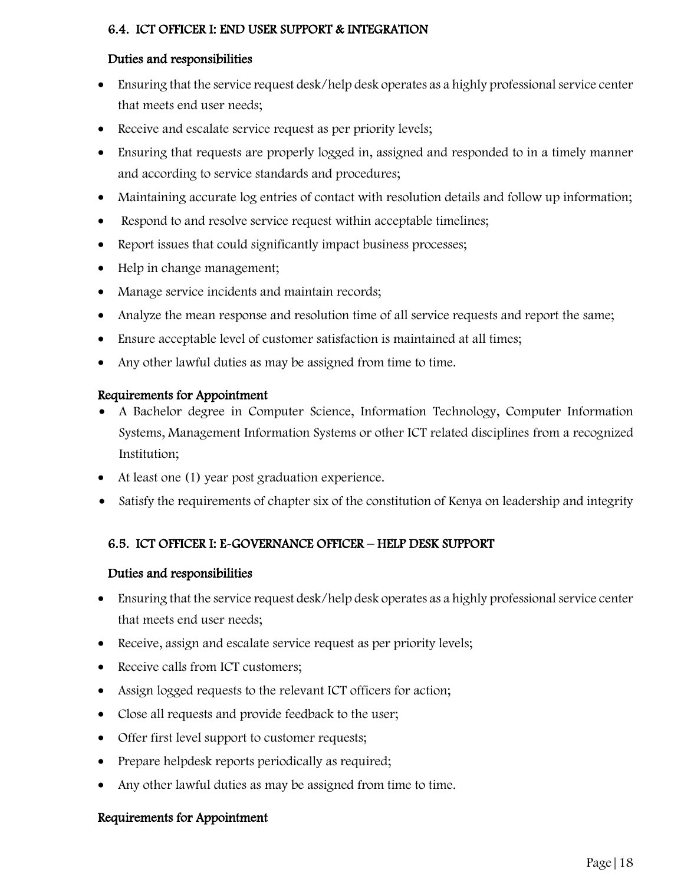### 6.4. ICT OFFICER I: END USER SUPPORT & INTEGRATION

#### Duties and responsibilities

- Ensuring that the service request desk/help desk operates as a highly professional service center that meets end user needs;
- Receive and escalate service request as per priority levels;
- Ensuring that requests are properly logged in, assigned and responded to in a timely manner and according to service standards and procedures;
- Maintaining accurate log entries of contact with resolution details and follow up information;
- Respond to and resolve service request within acceptable timelines;
- Report issues that could significantly impact business processes;
- Help in change management;
- Manage service incidents and maintain records;
- Analyze the mean response and resolution time of all service requests and report the same;
- Ensure acceptable level of customer satisfaction is maintained at all times;
- Any other lawful duties as may be assigned from time to time.

#### Requirements for Appointment

- A Bachelor degree in Computer Science, Information Technology, Computer Information Systems, Management Information Systems or other ICT related disciplines from a recognized Institution;
- At least one (1) year post graduation experience.
- Satisfy the requirements of chapter six of the constitution of Kenya on leadership and integrity

### 6.5. ICT OFFICER I: E-GOVERNANCE OFFICER – HELP DESK SUPPORT

#### Duties and responsibilities

- Ensuring that the service request desk/help desk operates as a highly professional service center that meets end user needs;
- Receive, assign and escalate service request as per priority levels;
- Receive calls from ICT customers;
- Assign logged requests to the relevant ICT officers for action;
- Close all requests and provide feedback to the user;
- Offer first level support to customer requests;
- Prepare helpdesk reports periodically as required;
- Any other lawful duties as may be assigned from time to time.

#### Requirements for Appointment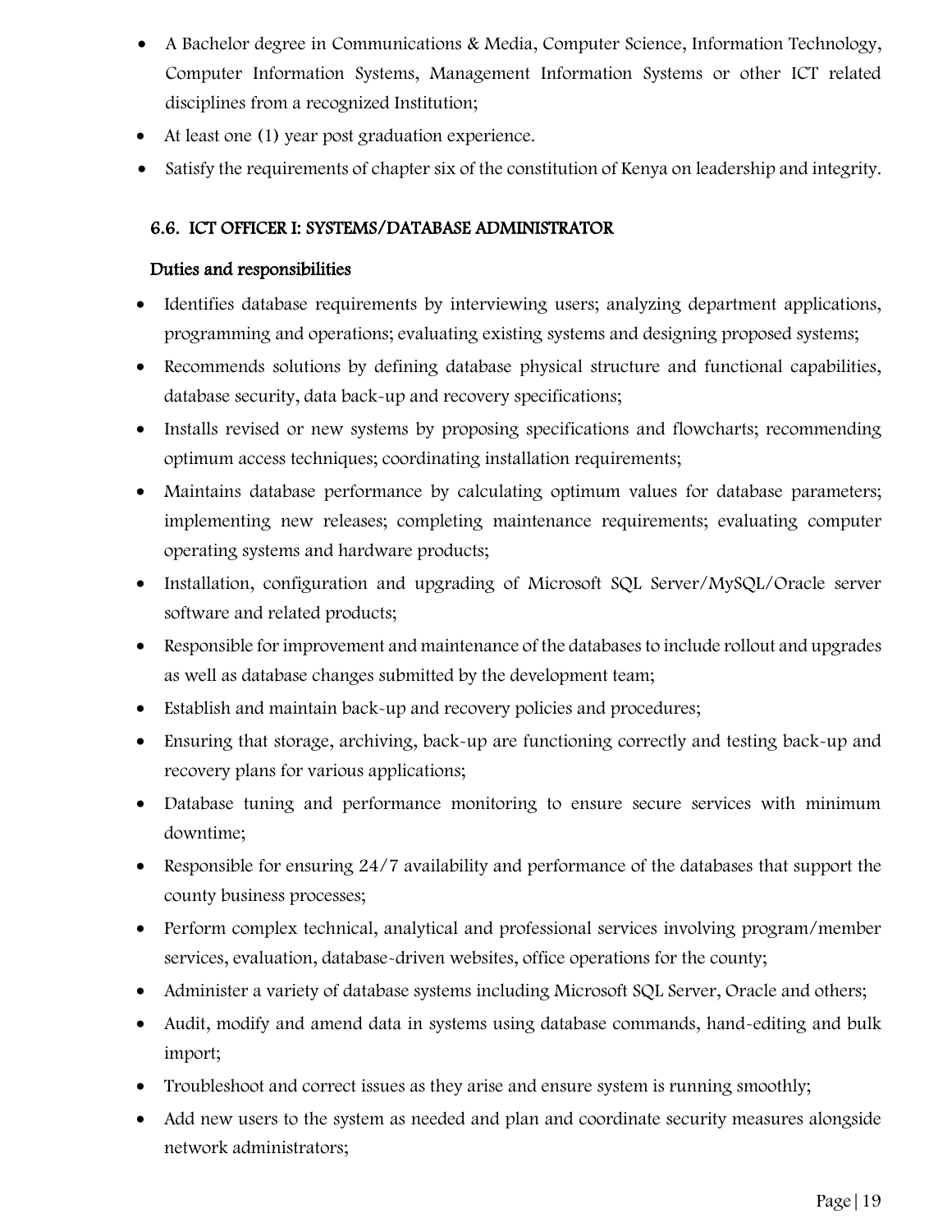- A Bachelor degree in Communications & Media, Computer Science, Information Technology, Computer Information Systems, Management Information Systems or other ICT related disciplines from a recognized Institution;
- At least one (1) year post graduation experience.
- Satisfy the requirements of chapter six of the constitution of Kenya on leadership and integrity.

## 6.6. ICT OFFICER I: SYSTEMS/DATABASE ADMINISTRATOR

### Duties and responsibilities

- Identifies database requirements by interviewing users; analyzing department applications, programming and operations; evaluating existing systems and designing proposed systems;
- Recommends solutions by defining database physical structure and functional capabilities, database security, data back-up and recovery specifications;
- Installs revised or new systems by proposing specifications and flowcharts; recommending optimum access techniques; coordinating installation requirements;
- Maintains database performance by calculating optimum values for database parameters; implementing new releases; completing maintenance requirements; evaluating computer operating systems and hardware products;
- Installation, configuration and upgrading of Microsoft SQL Server/MySQL/Oracle server software and related products;
- Responsible for improvement and maintenance of the databases to include rollout and upgrades as well as database changes submitted by the development team;
- Establish and maintain back-up and recovery policies and procedures;
- Ensuring that storage, archiving, back-up are functioning correctly and testing back-up and recovery plans for various applications;
- Database tuning and performance monitoring to ensure secure services with minimum downtime;
- Responsible for ensuring 24/7 availability and performance of the databases that support the county business processes;
- Perform complex technical, analytical and professional services involving program/member services, evaluation, database-driven websites, office operations for the county;
- Administer a variety of database systems including Microsoft SQL Server, Oracle and others;
- Audit, modify and amend data in systems using database commands, hand-editing and bulk import;
- Troubleshoot and correct issues as they arise and ensure system is running smoothly;
- Add new users to the system as needed and plan and coordinate security measures alongside network administrators;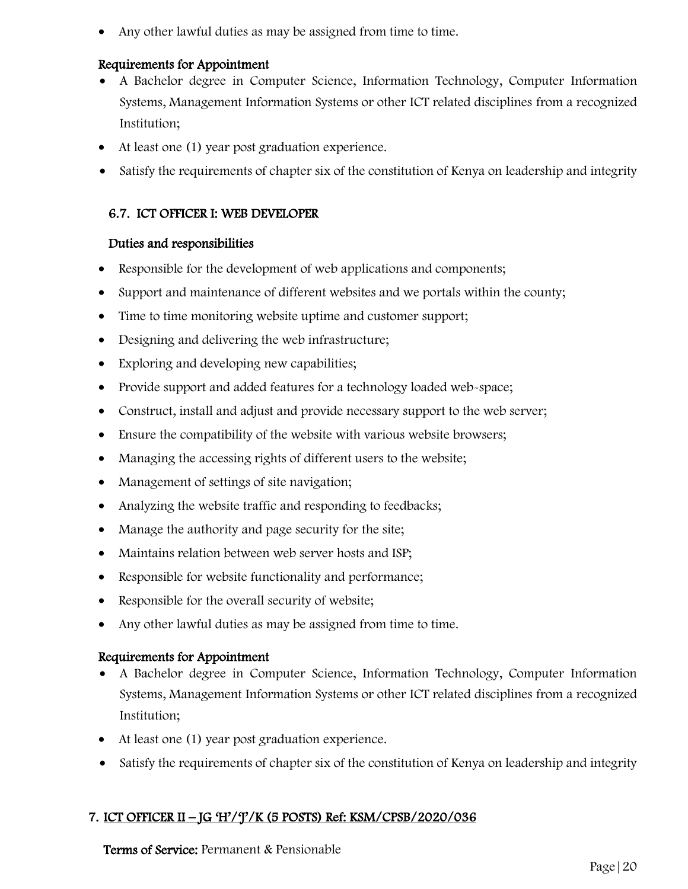- Any other lawful duties as may be assigned from time to time.

**Requirements for Appointment**

- A Bachelor degree in Computer Science, Information Technology, Computer Information Systems, Management Information Systems or other ICT related disciplines from a recognized Institution;
- At least one (1) year post graduation experience.
- Satisfy the requirements of chapter six of the constitution of Kenya on leadership and integrity

### 6.7. ICT OFFICER I: WEB DEVELOPER

**Duties and responsibilities**

- Responsible for the development of web applications and components;
- Support and maintenance of different websites and we portals within the county;
- Time to time monitoring website uptime and customer support;
- Designing and delivering the web infrastructure;
- Exploring and developing new capabilities;
- Provide support and added features for a technology loaded web-space;
- Construct, install and adjust and provide necessary support to the web server;
- Ensure the compatibility of the website with various website browsers;
- Managing the accessing rights of different users to the website;
- Management of settings of site navigation;
- Analyzing the website traffic and responding to feedbacks;
- Manage the authority and page security for the site;
- Maintains relation between web server hosts and ISP;
- Responsible for website functionality and performance;
- Responsible for the overall security of website;
- Any other lawful duties as may be assigned from time to time.

**Requirements for Appointment**

- A Bachelor degree in Computer Science, Information Technology, Computer Information Systems, Management Information Systems or other ICT related disciplines from a recognized Institution;
- At least one (1) year post graduation experience.
- Satisfy the requirements of chapter six of the constitution of Kenya on leadership and integrity

## 7. ICT OFFICER II – JG 'H'/'J'/K (5 POSTS) Ref: KSM/CPSB/2020/036

**Terms of Service:** Permanent & Pensionable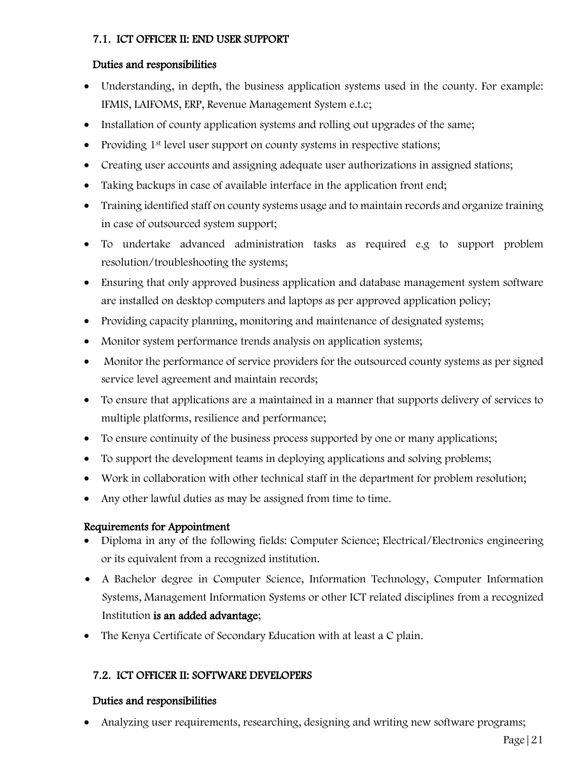### 7.1. ICT OFFICER II: END USER SUPPORT

**Duties and responsibilities**

- Understanding, in depth, the business application systems used in the county. For example: IFMIS, LAIFOMS, ERP, Revenue Management System e.t.c;
- Installation of county application systems and rolling out upgrades of the same;
- Providing 1st level user support on county systems in respective stations;
- Creating user accounts and assigning adequate user authorizations in assigned stations;
- Taking backups in case of available interface in the application front end;
- Training identified staff on county systems usage and to maintain records and organize training in case of outsourced system support;
- To undertake advanced administration tasks as required e.g to support problem resolution/troubleshooting the systems;
- Ensuring that only approved business application and database management system software are installed on desktop computers and laptops as per approved application policy;
- Providing capacity planning, monitoring and maintenance of designated systems;
- Monitor system performance trends analysis on application systems;
- Monitor the performance of service providers for the outsourced county systems as per signed service level agreement and maintain records;
- To ensure that applications are a maintained in a manner that supports delivery of services to multiple platforms, resilience and performance;
- To ensure continuity of the business process supported by one or many applications;
- To support the development teams in deploying applications and solving problems;
- Work in collaboration with other technical staff in the department for problem resolution;
- Any other lawful duties as may be assigned from time to time.

**Requirements for Appointment**

- Diploma in any of the following fields: Computer Science; Electrical/Electronics engineering or its equivalent from a recognized institution.
- A Bachelor degree in Computer Science, Information Technology, Computer Information Systems, Management Information Systems or other ICT related disciplines from a recognized Institution **is an added advantage**;
- The Kenya Certificate of Secondary Education with at least a C plain.

### 7.2. ICT OFFICER II: SOFTWARE DEVELOPERS

**Duties and responsibilities**

- Analyzing user requirements, researching, designing and writing new software programs;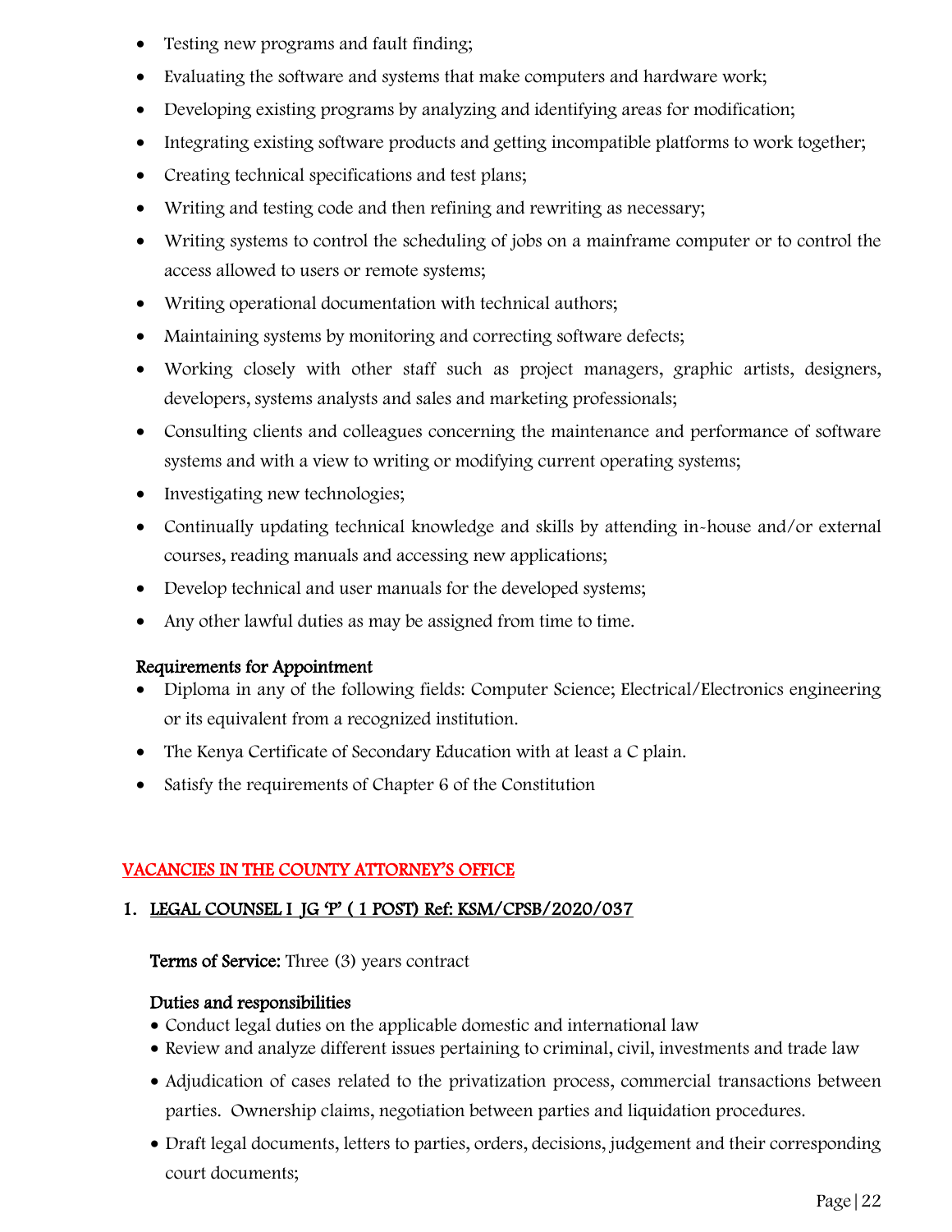- Testing new programs and fault finding;
- Evaluating the software and systems that make computers and hardware work;
- Developing existing programs by analyzing and identifying areas for modification;
- Integrating existing software products and getting incompatible platforms to work together;
- Creating technical specifications and test plans;
- Writing and testing code and then refining and rewriting as necessary;
- Writing systems to control the scheduling of jobs on a mainframe computer or to control the access allowed to users or remote systems;
- Writing operational documentation with technical authors;
- Maintaining systems by monitoring and correcting software defects;
- Working closely with other staff such as project managers, graphic artists, designers, developers, systems analysts and sales and marketing professionals;
- Consulting clients and colleagues concerning the maintenance and performance of software systems and with a view to writing or modifying current operating systems;
- Investigating new technologies;
- Continually updating technical knowledge and skills by attending in-house and/or external courses, reading manuals and accessing new applications;
- Develop technical and user manuals for the developed systems;
- Any other lawful duties as may be assigned from time to time.

**Requirements for Appointment**

- Diploma in any of the following fields: Computer Science; Electrical/Electronics engineering or its equivalent from a recognized institution.
- The Kenya Certificate of Secondary Education with at least a C plain.
- Satisfy the requirements of Chapter 6 of the Constitution

## VACANCIES IN THE COUNTY ATTORNEY'S OFFICE

### 1. LEGAL COUNSEL I JG 'P' ( 1 POST) Ref: KSM/CPSB/2020/037

**Terms of Service:** Three (3) years contract

**Duties and responsibilities**

- Conduct legal duties on the applicable domestic and international law
- Review and analyze different issues pertaining to criminal, civil, investments and trade law
- Adjudication of cases related to the privatization process, commercial transactions between parties. Ownership claims, negotiation between parties and liquidation procedures.
- Draft legal documents, letters to parties, orders, decisions, judgement and their corresponding court documents;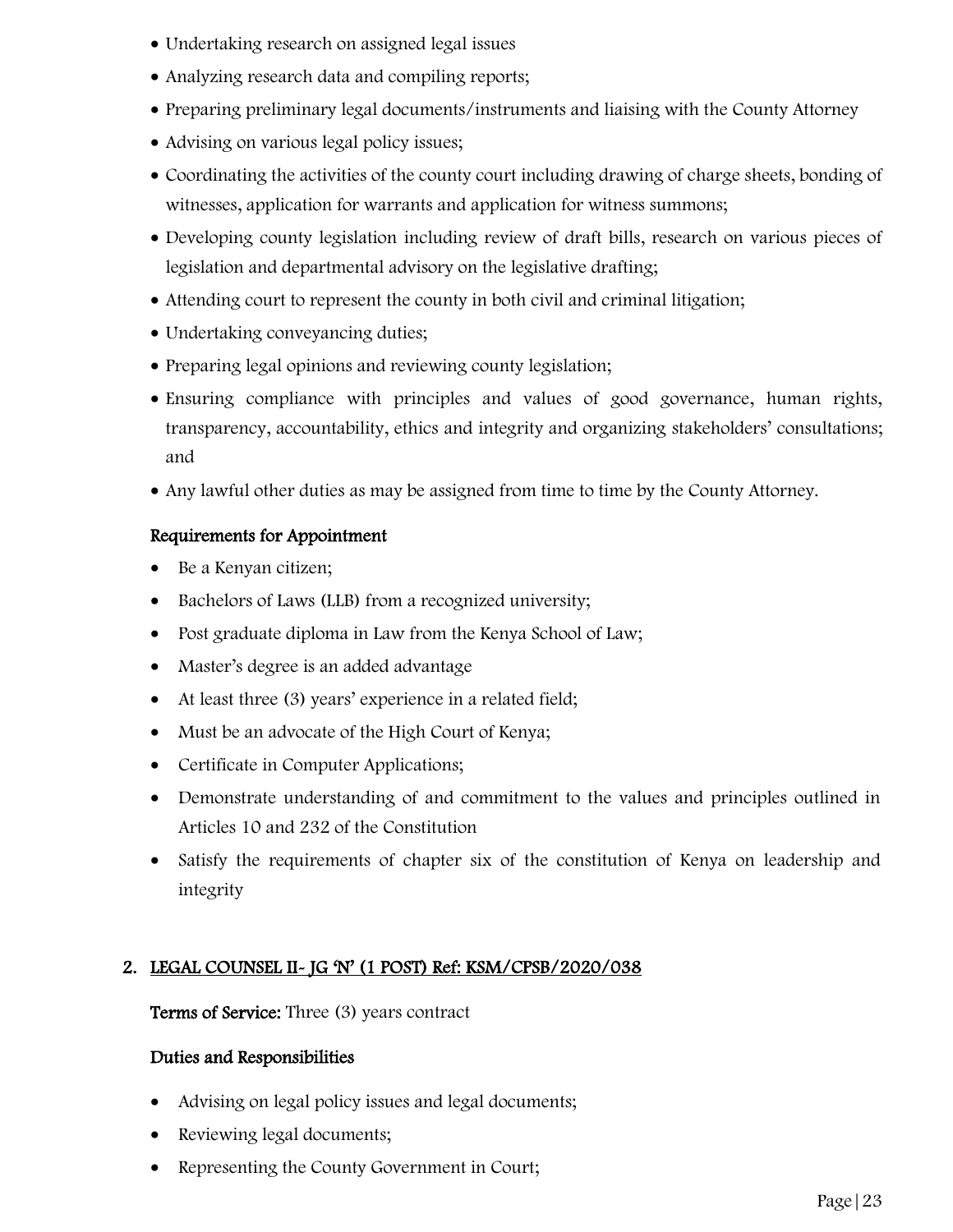- Undertaking research on assigned legal issues
- Analyzing research data and compiling reports;
- Preparing preliminary legal documents/instruments and liaising with the County Attorney
- Advising on various legal policy issues;
- Coordinating the activities of the county court including drawing of charge sheets, bonding of witnesses, application for warrants and application for witness summons;
- Developing county legislation including review of draft bills, research on various pieces of legislation and departmental advisory on the legislative drafting;
- Attending court to represent the county in both civil and criminal litigation;
- Undertaking conveyancing duties;
- Preparing legal opinions and reviewing county legislation;
- Ensuring compliance with principles and values of good governance, human rights, transparency, accountability, ethics and integrity and organizing stakeholders' consultations; and
- Any lawful other duties as may be assigned from time to time by the County Attorney.

**Requirements for Appointment**

- Be a Kenyan citizen;
- Bachelors of Laws (LLB) from a recognized university;
- Post graduate diploma in Law from the Kenya School of Law;
- Master's degree is an added advantage
- At least three (3) years' experience in a related field;
- Must be an advocate of the High Court of Kenya;
- Certificate in Computer Applications;
- Demonstrate understanding of and commitment to the values and principles outlined in Articles 10 and 232 of the Constitution
- Satisfy the requirements of chapter six of the constitution of Kenya on leadership and integrity

## 2. LEGAL COUNSEL II- JG 'N' (1 POST) Ref: KSM/CPSB/2020/038

**Terms of Service:** Three (3) years contract

**Duties and Responsibilities**

- Advising on legal policy issues and legal documents;
- Reviewing legal documents;
- Representing the County Government in Court;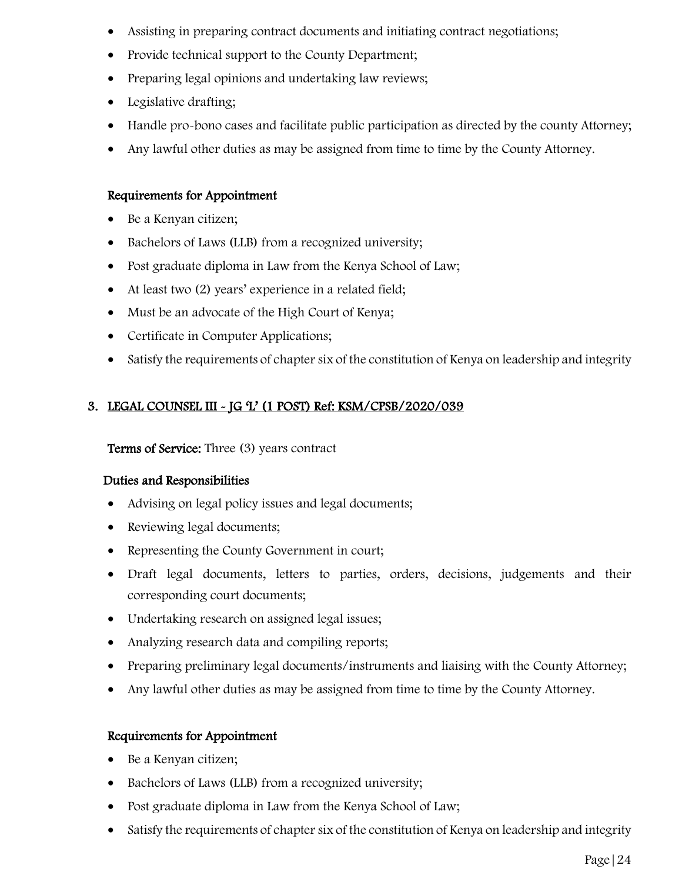- Assisting in preparing contract documents and initiating contract negotiations;
- Provide technical support to the County Department;
- Preparing legal opinions and undertaking law reviews;
- Legislative drafting;
- Handle pro-bono cases and facilitate public participation as directed by the county Attorney;
- Any lawful other duties as may be assigned from time to time by the County Attorney.

**Requirements for Appointment**

- Be a Kenyan citizen;
- Bachelors of Laws (LLB) from a recognized university;
- Post graduate diploma in Law from the Kenya School of Law;
- At least two (2) years' experience in a related field;
- Must be an advocate of the High Court of Kenya;
- Certificate in Computer Applications;
- Satisfy the requirements of chapter six of the constitution of Kenya on leadership and integrity

## 3. LEGAL COUNSEL III - JG 'L' (1 POST) Ref: KSM/CPSB/2020/039

**Terms of Service:** Three (3) years contract

**Duties and Responsibilities**

- Advising on legal policy issues and legal documents;
- Reviewing legal documents;
- Representing the County Government in court;
- Draft legal documents, letters to parties, orders, decisions, judgements and their corresponding court documents;
- Undertaking research on assigned legal issues;
- Analyzing research data and compiling reports;
- Preparing preliminary legal documents/instruments and liaising with the County Attorney;
- Any lawful other duties as may be assigned from time to time by the County Attorney.

**Requirements for Appointment**

- Be a Kenyan citizen;
- Bachelors of Laws (LLB) from a recognized university;
- Post graduate diploma in Law from the Kenya School of Law;
- Satisfy the requirements of chapter six of the constitution of Kenya on leadership and integrity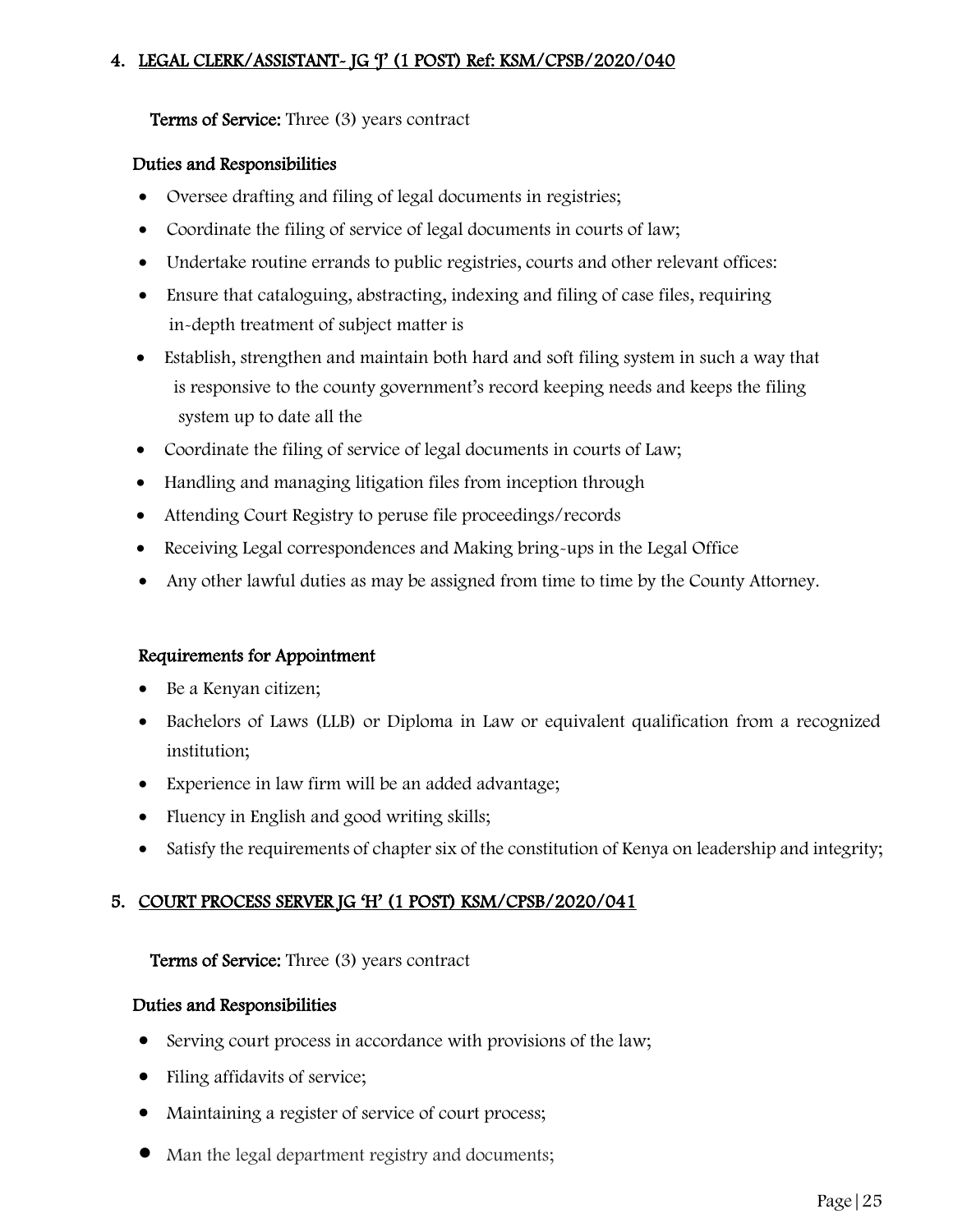## 4. LEGAL CLERK/ASSISTANT- JG 'J' (1 POST) Ref: KSM/CPSB/2020/040

**Terms of Service:** Three (3) years contract

**Duties and Responsibilities**

- Oversee drafting and filing of legal documents in registries;
- Coordinate the filing of service of legal documents in courts of law;
- Undertake routine errands to public registries, courts and other relevant offices:
- Ensure that cataloguing, abstracting, indexing and filing of case files, requiring in-depth treatment of subject matter is
- Establish, strengthen and maintain both hard and soft filing system in such a way that is responsive to the county government's record keeping needs and keeps the filing system up to date all the
- Coordinate the filing of service of legal documents in courts of Law;
- Handling and managing litigation files from inception through
- Attending Court Registry to peruse file proceedings/records
- Receiving Legal correspondences and Making bring-ups in the Legal Office
- Any other lawful duties as may be assigned from time to time by the County Attorney.

**Requirements for Appointment**

- Be a Kenyan citizen;
- Bachelors of Laws (LLB) or Diploma in Law or equivalent qualification from a recognized institution;
- Experience in law firm will be an added advantage;
- Fluency in English and good writing skills;
- Satisfy the requirements of chapter six of the constitution of Kenya on leadership and integrity;

## 5. COURT PROCESS SERVER JG 'H' (1 POST) KSM/CPSB/2020/041

**Terms of Service:** Three (3) years contract

**Duties and Responsibilities**

- Serving court process in accordance with provisions of the law;
- Filing affidavits of service;
- Maintaining a register of service of court process;
- Man the legal department registry and documents;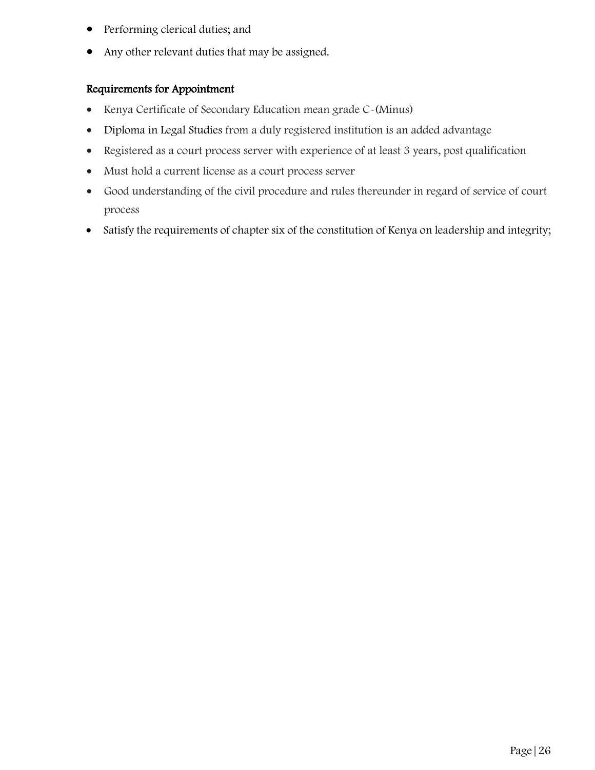- Performing clerical duties; and
- Any other relevant duties that may be assigned.

### Requirements for Appointment

- Kenya Certificate of Secondary Education mean grade C-(Minus)
- Diploma in Legal Studies from a duly registered institution is an added advantage
- Registered as a court process server with experience of at least 3 years, post qualification
- Must hold a current license as a court process server
- Good understanding of the civil procedure and rules thereunder in regard of service of court process
- Satisfy the requirements of chapter six of the constitution of Kenya on leadership and integrity;